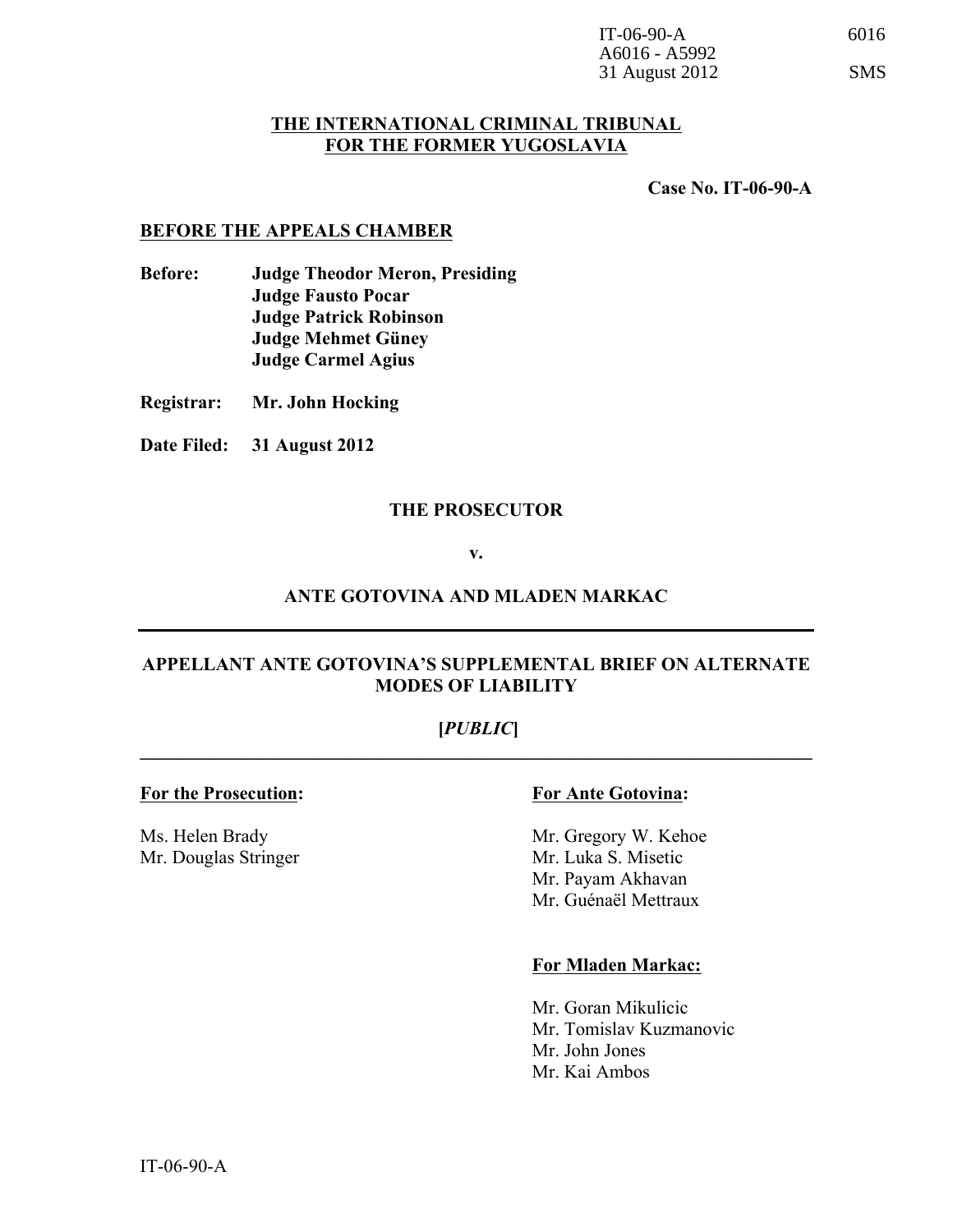IT-06-90-A
A6016 - A5992
31 August 2012

6016

SMS

**THE INTERNATIONAL CRIMINAL TRIBUNAL**
**FOR THE FORMER YUGOSLAVIA**

**Case No. IT-06-90-A**

**BEFORE THE APPEALS CHAMBER**

**Before:** **Judge Theodor Meron, Presiding**
**Judge Fausto Pocar**
**Judge Patrick Robinson**
**Judge Mehmet Güney**
**Judge Carmel Agius**

**Registrar:** **Mr. John Hocking**

**Date Filed:** **31 August 2012**

**THE PROSECUTOR**

**v.**

**ANTE GOTOVINA AND MLADEN MARKAC**

---

**APPELLANT ANTE GOTOVINA'S SUPPLEMENTAL BRIEF ON ALTERNATE MODES OF LIABILITY**

**[*PUBLIC*]**

---

**For the Prosecution:**

Ms. Helen Brady
Mr. Douglas Stringer

**For Ante Gotovina:**

Mr. Gregory W. Kehoe
Mr. Luka S. Misetic
Mr. Payam Akhavan
Mr. Guénaël Mettraux

**For Mladen Markac:**

Mr. Goran Mikulicic
Mr. Tomislav Kuzmanovic
Mr. John Jones
Mr. Kai Ambos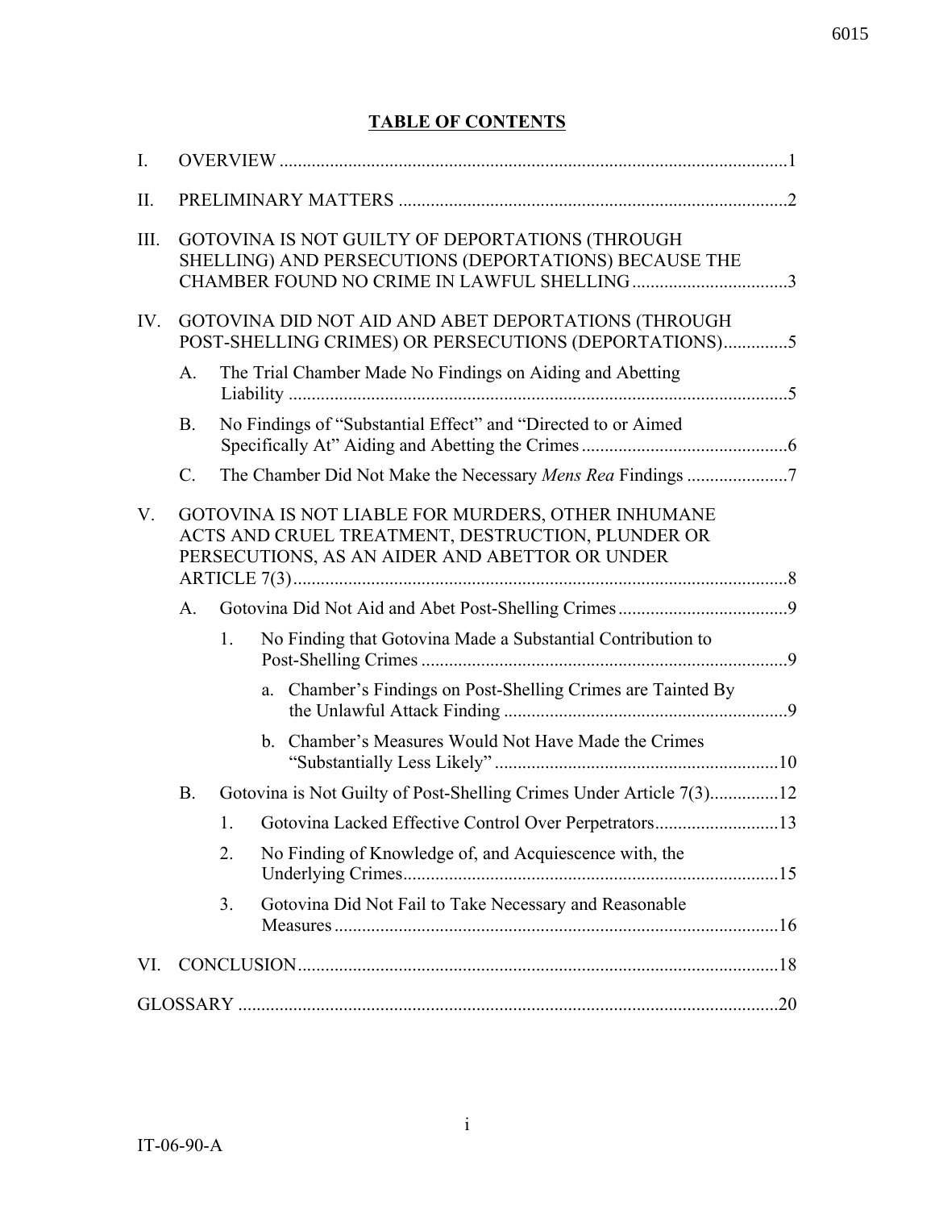**TABLE OF CONTENTS**

I. OVERVIEW .......... 1

II. PRELIMINARY MATTERS .......... 2

III. GOTOVINA IS NOT GUILTY OF DEPORTATIONS (THROUGH SHELLING) AND PERSECUTIONS (DEPORTATIONS) BECAUSE THE CHAMBER FOUND NO CRIME IN LAWFUL SHELLING .......... 3

IV. GOTOVINA DID NOT AID AND ABET DEPORTATIONS (THROUGH POST-SHELLING CRIMES) OR PERSECUTIONS (DEPORTATIONS) .......... 5

- A. The Trial Chamber Made No Findings on Aiding and Abetting Liability .......... 5
- B. No Findings of "Substantial Effect" and "Directed to or Aimed Specifically At" Aiding and Abetting the Crimes .......... 6
- C. The Chamber Did Not Make the Necessary *Mens Rea* Findings .......... 7

V. GOTOVINA IS NOT LIABLE FOR MURDERS, OTHER INHUMANE ACTS AND CRUEL TREATMENT, DESTRUCTION, PLUNDER OR PERSECUTIONS, AS AN AIDER AND ABETTOR OR UNDER ARTICLE 7(3) .......... 8

- A. Gotovina Did Not Aid and Abet Post-Shelling Crimes .......... 9
  - 1. No Finding that Gotovina Made a Substantial Contribution to Post-Shelling Crimes .......... 9
    - a. Chamber's Findings on Post-Shelling Crimes are Tainted By the Unlawful Attack Finding .......... 9
    - b. Chamber's Measures Would Not Have Made the Crimes "Substantially Less Likely" .......... 10
- B. Gotovina is Not Guilty of Post-Shelling Crimes Under Article 7(3) .......... 12
  - 1. Gotovina Lacked Effective Control Over Perpetrators .......... 13
  - 2. No Finding of Knowledge of, and Acquiescence with, the Underlying Crimes .......... 15
  - 3. Gotovina Did Not Fail to Take Necessary and Reasonable Measures .......... 16

VI. CONCLUSION .......... 18

GLOSSARY .......... 20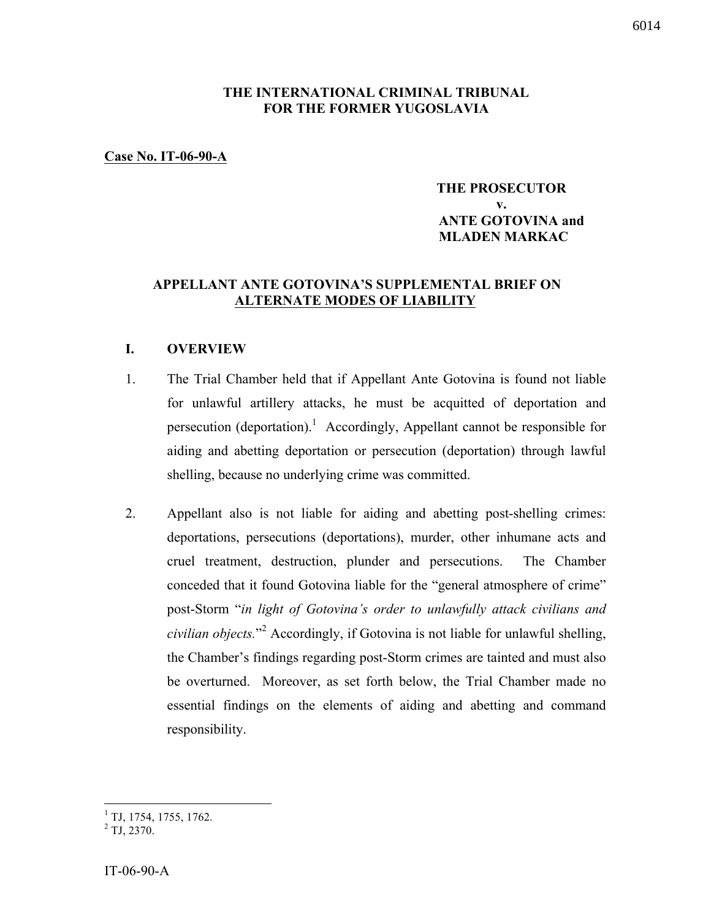**THE INTERNATIONAL CRIMINAL TRIBUNAL**
**FOR THE FORMER YUGOSLAVIA**

**Case No. IT-06-90-A**

**THE PROSECUTOR**
**v.**
**ANTE GOTOVINA and**
**MLADEN MARKAC**

## APPELLANT ANTE GOTOVINA'S SUPPLEMENTAL BRIEF ON ALTERNATE MODES OF LIABILITY

## I. OVERVIEW

1. The Trial Chamber held that if Appellant Ante Gotovina is found not liable for unlawful artillery attacks, he must be acquitted of deportation and persecution (deportation).[1] Accordingly, Appellant cannot be responsible for aiding and abetting deportation or persecution (deportation) through lawful shelling, because no underlying crime was committed.

2. Appellant also is not liable for aiding and abetting post-shelling crimes: deportations, persecutions (deportations), murder, other inhumane acts and cruel treatment, destruction, plunder and persecutions. The Chamber conceded that it found Gotovina liable for the "general atmosphere of crime" post-Storm "*in light of Gotovina's order to unlawfully attack civilians and civilian objects.*"[2] Accordingly, if Gotovina is not liable for unlawful shelling, the Chamber's findings regarding post-Storm crimes are tainted and must also be overturned. Moreover, as set forth below, the Trial Chamber made no essential findings on the elements of aiding and abetting and command responsibility.

---

[1] TJ, 1754, 1755, 1762.

[2] TJ, 2370.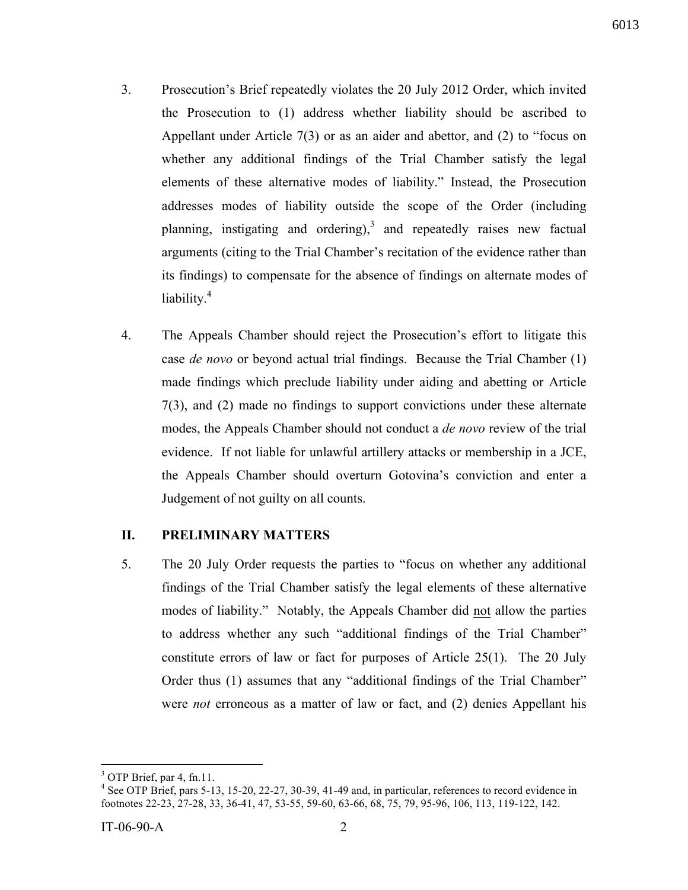3. Prosecution's Brief repeatedly violates the 20 July 2012 Order, which invited the Prosecution to (1) address whether liability should be ascribed to Appellant under Article 7(3) or as an aider and abettor, and (2) to "focus on whether any additional findings of the Trial Chamber satisfy the legal elements of these alternative modes of liability." Instead, the Prosecution addresses modes of liability outside the scope of the Order (including planning, instigating and ordering),[3] and repeatedly raises new factual arguments (citing to the Trial Chamber's recitation of the evidence rather than its findings) to compensate for the absence of findings on alternate modes of liability.[4]

4. The Appeals Chamber should reject the Prosecution's effort to litigate this case *de novo* or beyond actual trial findings. Because the Trial Chamber (1) made findings which preclude liability under aiding and abetting or Article 7(3), and (2) made no findings to support convictions under these alternate modes, the Appeals Chamber should not conduct a *de novo* review of the trial evidence. If not liable for unlawful artillery attacks or membership in a JCE, the Appeals Chamber should overturn Gotovina's conviction and enter a Judgement of not guilty on all counts.

## II. PRELIMINARY MATTERS

5. The 20 July Order requests the parties to "focus on whether any additional findings of the Trial Chamber satisfy the legal elements of these alternative modes of liability." Notably, the Appeals Chamber did not allow the parties to address whether any such "additional findings of the Trial Chamber" constitute errors of law or fact for purposes of Article 25(1). The 20 July Order thus (1) assumes that any "additional findings of the Trial Chamber" were *not* erroneous as a matter of law or fact, and (2) denies Appellant his

---

[3] OTP Brief, par 4, fn.11.

[4] See OTP Brief, pars 5-13, 15-20, 22-27, 30-39, 41-49 and, in particular, references to record evidence in footnotes 22-23, 27-28, 33, 36-41, 47, 53-55, 59-60, 63-66, 68, 75, 79, 95-96, 106, 113, 119-122, 142.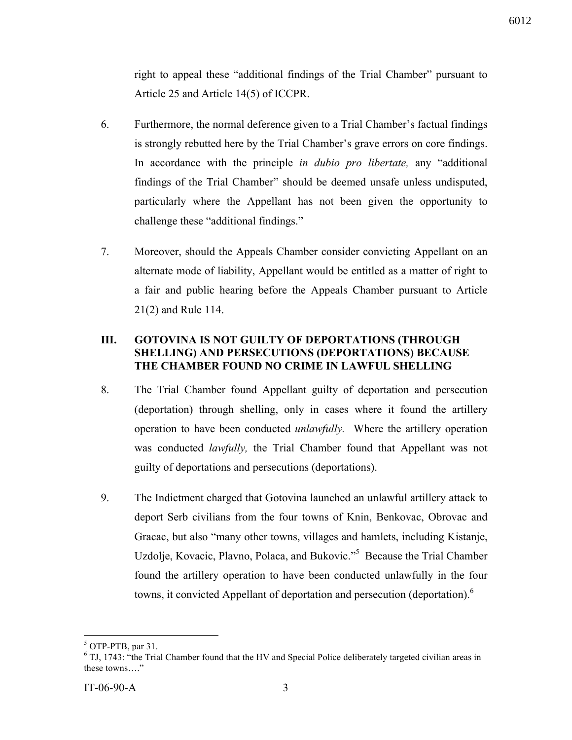right to appeal these "additional findings of the Trial Chamber" pursuant to Article 25 and Article 14(5) of ICCPR.

6. Furthermore, the normal deference given to a Trial Chamber's factual findings is strongly rebutted here by the Trial Chamber's grave errors on core findings. In accordance with the principle *in dubio pro libertate,* any "additional findings of the Trial Chamber" should be deemed unsafe unless undisputed, particularly where the Appellant has not been given the opportunity to challenge these "additional findings."

7. Moreover, should the Appeals Chamber consider convicting Appellant on an alternate mode of liability, Appellant would be entitled as a matter of right to a fair and public hearing before the Appeals Chamber pursuant to Article 21(2) and Rule 114.

## III. GOTOVINA IS NOT GUILTY OF DEPORTATIONS (THROUGH SHELLING) AND PERSECUTIONS (DEPORTATIONS) BECAUSE THE CHAMBER FOUND NO CRIME IN LAWFUL SHELLING

8. The Trial Chamber found Appellant guilty of deportation and persecution (deportation) through shelling, only in cases where it found the artillery operation to have been conducted *unlawfully.* Where the artillery operation was conducted *lawfully,* the Trial Chamber found that Appellant was not guilty of deportations and persecutions (deportations).

9. The Indictment charged that Gotovina launched an unlawful artillery attack to deport Serb civilians from the four towns of Knin, Benkovac, Obrovac and Gracac, but also "many other towns, villages and hamlets, including Kistanje, Uzdolje, Kovacic, Plavno, Polaca, and Bukovic."[5] Because the Trial Chamber found the artillery operation to have been conducted unlawfully in the four towns, it convicted Appellant of deportation and persecution (deportation).[6]

---

[5] OTP-PTB, par 31.

[6] TJ, 1743: "the Trial Chamber found that the HV and Special Police deliberately targeted civilian areas in these towns…."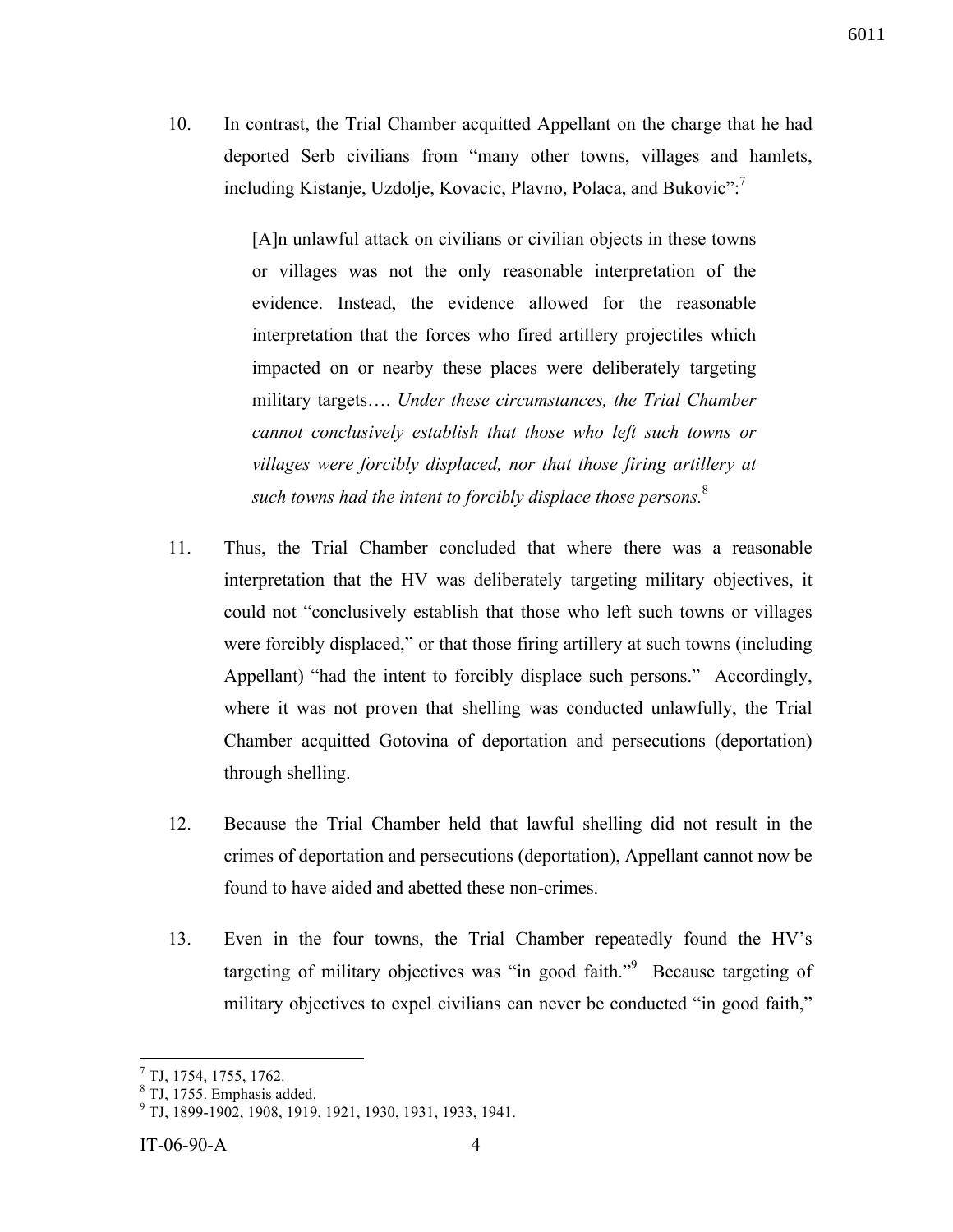10. In contrast, the Trial Chamber acquitted Appellant on the charge that he had deported Serb civilians from "many other towns, villages and hamlets, including Kistanje, Uzdolje, Kovacic, Plavno, Polaca, and Bukovic":[7]

> [A]n unlawful attack on civilians or civilian objects in these towns or villages was not the only reasonable interpretation of the evidence. Instead, the evidence allowed for the reasonable interpretation that the forces who fired artillery projectiles which impacted on or nearby these places were deliberately targeting military targets…. *Under these circumstances, the Trial Chamber cannot conclusively establish that those who left such towns or villages were forcibly displaced, nor that those firing artillery at such towns had the intent to forcibly displace those persons.*[8]

11. Thus, the Trial Chamber concluded that where there was a reasonable interpretation that the HV was deliberately targeting military objectives, it could not "conclusively establish that those who left such towns or villages were forcibly displaced," or that those firing artillery at such towns (including Appellant) "had the intent to forcibly displace such persons." Accordingly, where it was not proven that shelling was conducted unlawfully, the Trial Chamber acquitted Gotovina of deportation and persecutions (deportation) through shelling.

12. Because the Trial Chamber held that lawful shelling did not result in the crimes of deportation and persecutions (deportation), Appellant cannot now be found to have aided and abetted these non-crimes.

13. Even in the four towns, the Trial Chamber repeatedly found the HV's targeting of military objectives was "in good faith."[9] Because targeting of military objectives to expel civilians can never be conducted "in good faith,"

---

[7] TJ, 1754, 1755, 1762.

[8] TJ, 1755. Emphasis added.

[9] TJ, 1899-1902, 1908, 1919, 1921, 1930, 1931, 1933, 1941.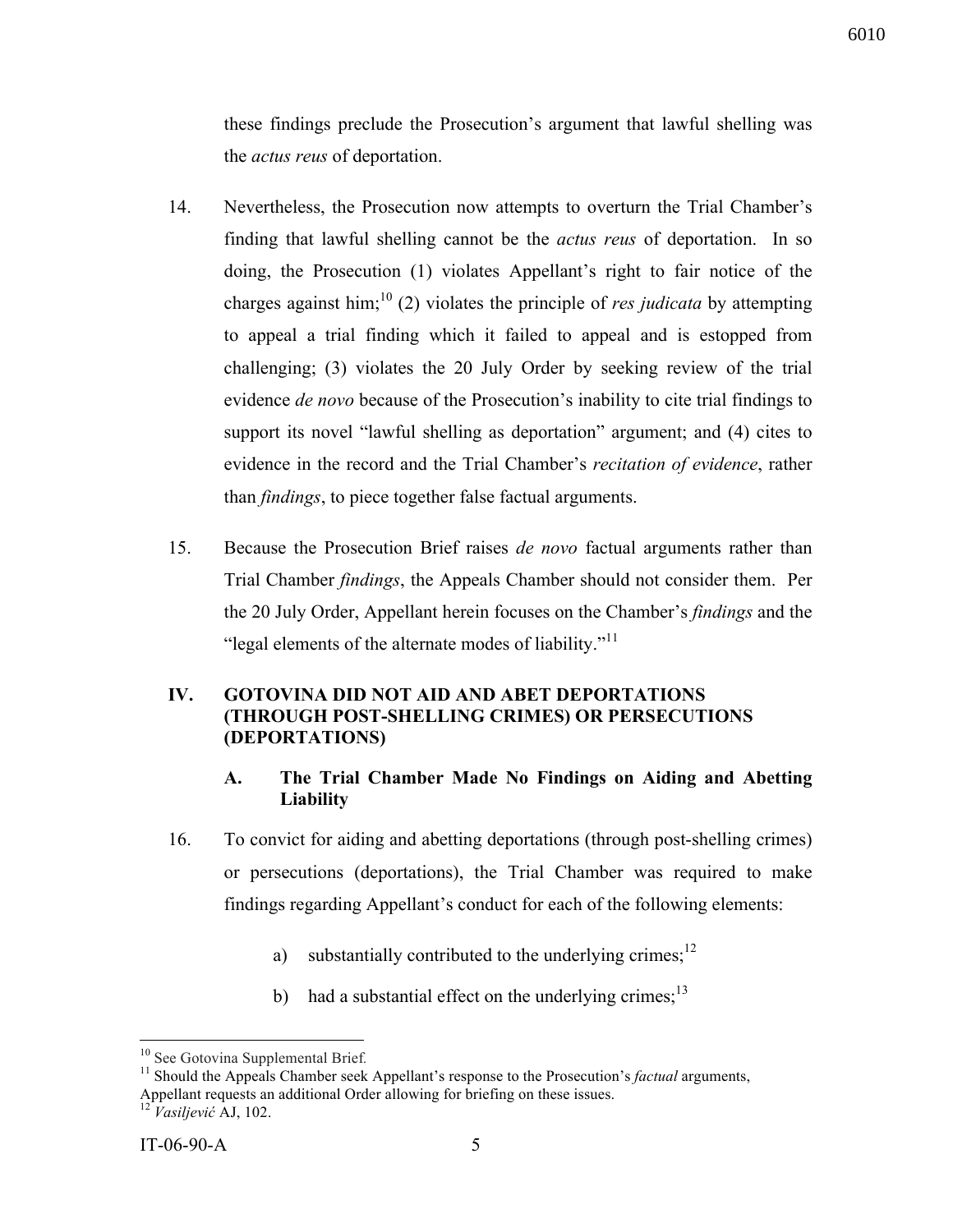these findings preclude the Prosecution's argument that lawful shelling was the *actus reus* of deportation.

14. Nevertheless, the Prosecution now attempts to overturn the Trial Chamber's finding that lawful shelling cannot be the *actus reus* of deportation. In so doing, the Prosecution (1) violates Appellant's right to fair notice of the charges against him;[10] (2) violates the principle of *res judicata* by attempting to appeal a trial finding which it failed to appeal and is estopped from challenging; (3) violates the 20 July Order by seeking review of the trial evidence *de novo* because of the Prosecution's inability to cite trial findings to support its novel "lawful shelling as deportation" argument; and (4) cites to evidence in the record and the Trial Chamber's *recitation of evidence*, rather than *findings*, to piece together false factual arguments.

15. Because the Prosecution Brief raises *de novo* factual arguments rather than Trial Chamber *findings*, the Appeals Chamber should not consider them. Per the 20 July Order, Appellant herein focuses on the Chamber's *findings* and the "legal elements of the alternate modes of liability."[11]

## IV. GOTOVINA DID NOT AID AND ABET DEPORTATIONS (THROUGH POST-SHELLING CRIMES) OR PERSECUTIONS (DEPORTATIONS)

### A. The Trial Chamber Made No Findings on Aiding and Abetting Liability

16. To convict for aiding and abetting deportations (through post-shelling crimes) or persecutions (deportations), the Trial Chamber was required to make findings regarding Appellant's conduct for each of the following elements:

    a) substantially contributed to the underlying crimes;[12]

    b) had a substantial effect on the underlying crimes;[13]

---

[10] See Gotovina Supplemental Brief.

[11] Should the Appeals Chamber seek Appellant's response to the Prosecution's *factual* arguments, Appellant requests an additional Order allowing for briefing on these issues.

[12] *Vasiljević* AJ, 102.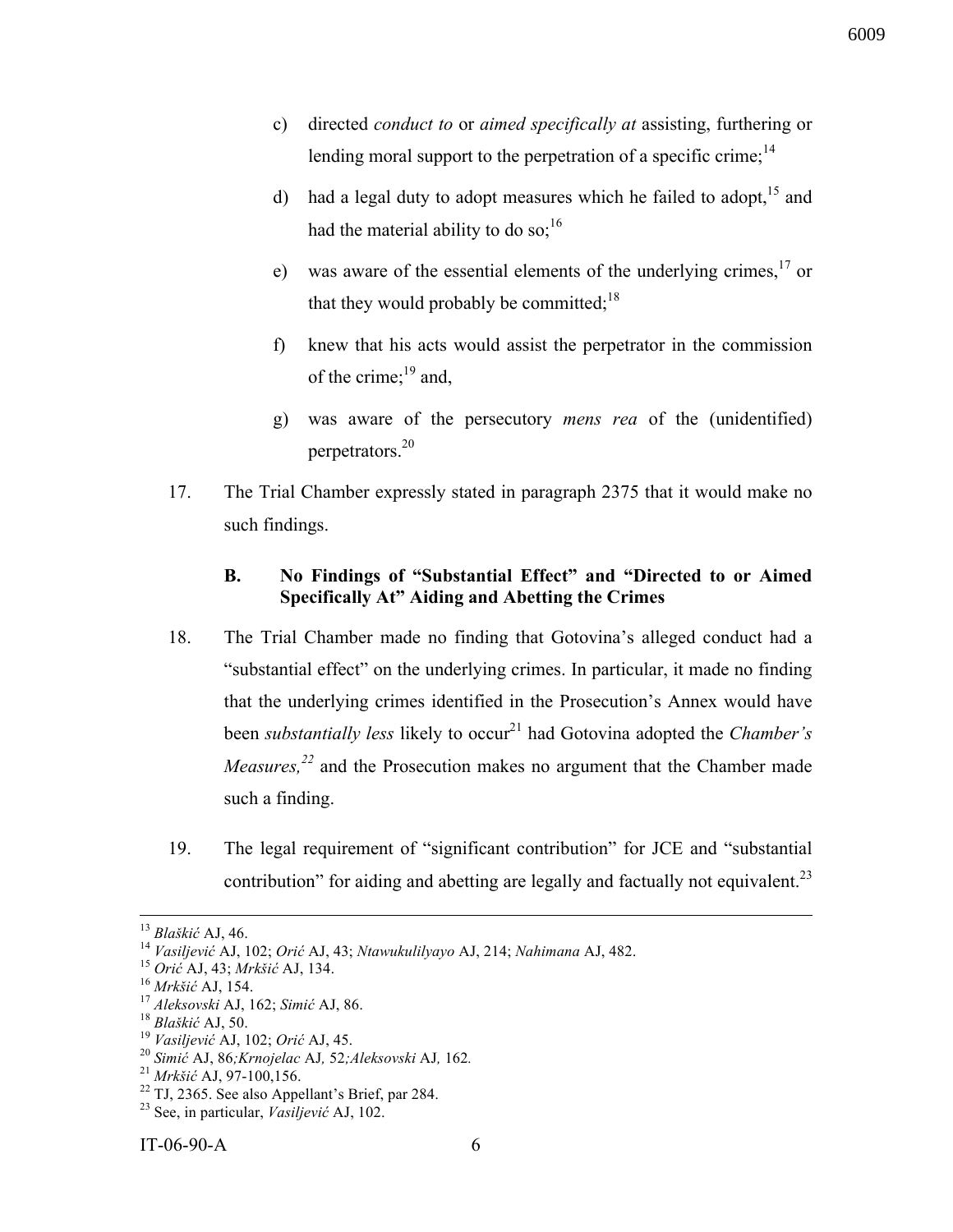c) directed *conduct to* or *aimed specifically at* assisting, furthering or lending moral support to the perpetration of a specific crime;[14]

d) had a legal duty to adopt measures which he failed to adopt,[15] and had the material ability to do so;[16]

e) was aware of the essential elements of the underlying crimes,[17] or that they would probably be committed;[18]

f) knew that his acts would assist the perpetrator in the commission of the crime;[19] and,

g) was aware of the persecutory *mens rea* of the (unidentified) perpetrators.[20]

17. The Trial Chamber expressly stated in paragraph 2375 that it would make no such findings.

### B. No Findings of "Substantial Effect" and "Directed to or Aimed Specifically At" Aiding and Abetting the Crimes

18. The Trial Chamber made no finding that Gotovina's alleged conduct had a "substantial effect" on the underlying crimes. In particular, it made no finding that the underlying crimes identified in the Prosecution's Annex would have been *substantially less* likely to occur[21] had Gotovina adopted the *Chamber's Measures,*[22] and the Prosecution makes no argument that the Chamber made such a finding.

19. The legal requirement of "significant contribution" for JCE and "substantial contribution" for aiding and abetting are legally and factually not equivalent.[23]

---

[13] *Blaškić* AJ, 46.
[14] *Vasiljević* AJ, 102; *Orić* AJ, 43; *Ntawukulilyayo* AJ, 214; *Nahimana* AJ, 482.
[15] *Orić* AJ, 43; *Mrkšić* AJ, 134.
[16] *Mrkšić* AJ, 154.
[17] *Aleksovski* AJ, 162; *Simić* AJ, 86.
[18] *Blaškić* AJ, 50.
[19] *Vasiljević* AJ, 102; *Orić* AJ, 45.
[20] *Simić* AJ, 86*;Krnojelac* AJ*,* 52*;Aleksovski* AJ*,* 162*.*
[21] *Mrkšić* AJ, 97-100,156.
[22] TJ, 2365. See also Appellant's Brief, par 284.
[23] See, in particular, *Vasiljević* AJ, 102.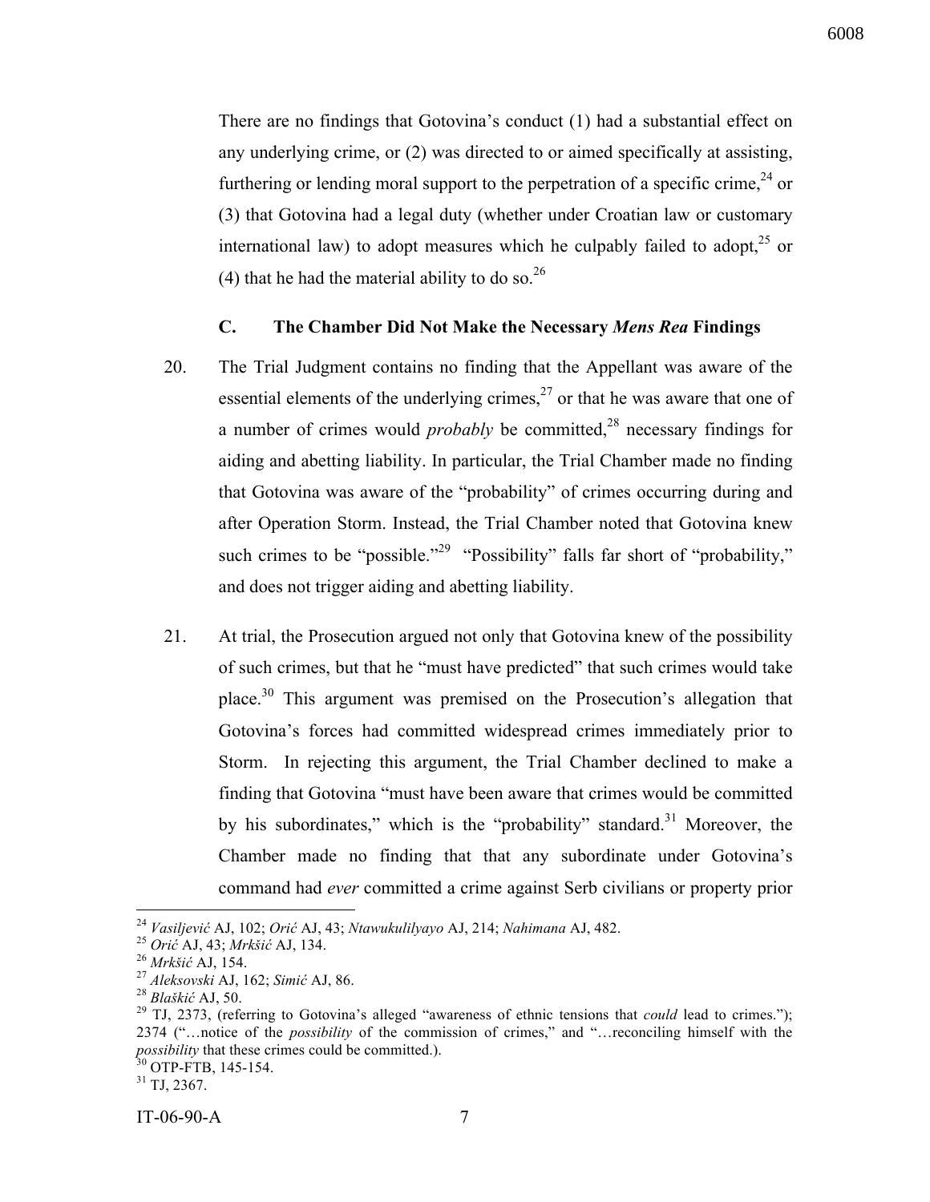There are no findings that Gotovina's conduct (1) had a substantial effect on any underlying crime, or (2) was directed to or aimed specifically at assisting, furthering or lending moral support to the perpetration of a specific crime,[24] or (3) that Gotovina had a legal duty (whether under Croatian law or customary international law) to adopt measures which he culpably failed to adopt,[25] or (4) that he had the material ability to do so.[26]

### C. The Chamber Did Not Make the Necessary *Mens Rea* Findings

20. The Trial Judgment contains no finding that the Appellant was aware of the essential elements of the underlying crimes,[27] or that he was aware that one of a number of crimes would *probably* be committed,[28] necessary findings for aiding and abetting liability. In particular, the Trial Chamber made no finding that Gotovina was aware of the "probability" of crimes occurring during and after Operation Storm. Instead, the Trial Chamber noted that Gotovina knew such crimes to be "possible."[29] "Possibility" falls far short of "probability," and does not trigger aiding and abetting liability.

21. At trial, the Prosecution argued not only that Gotovina knew of the possibility of such crimes, but that he "must have predicted" that such crimes would take place.[30] This argument was premised on the Prosecution's allegation that Gotovina's forces had committed widespread crimes immediately prior to Storm. In rejecting this argument, the Trial Chamber declined to make a finding that Gotovina "must have been aware that crimes would be committed by his subordinates," which is the "probability" standard.[31] Moreover, the Chamber made no finding that that any subordinate under Gotovina's command had *ever* committed a crime against Serb civilians or property prior

---

[24] *Vasiljević* AJ, 102; *Orić* AJ, 43; *Ntawukulilyayo* AJ, 214; *Nahimana* AJ, 482.

[25] *Orić* AJ, 43; *Mrkšić* AJ, 134.

[26] *Mrkšić* AJ, 154.

[27] *Aleksovski* AJ, 162; *Simić* AJ, 86.

[28] *Blaškić* AJ, 50.

[29] TJ, 2373, (referring to Gotovina's alleged "awareness of ethnic tensions that *could* lead to crimes."); 2374 ("…notice of the *possibility* of the commission of crimes," and "…reconciling himself with the *possibility* that these crimes could be committed.).

[30] OTP-FTB, 145-154.

[31] TJ, 2367.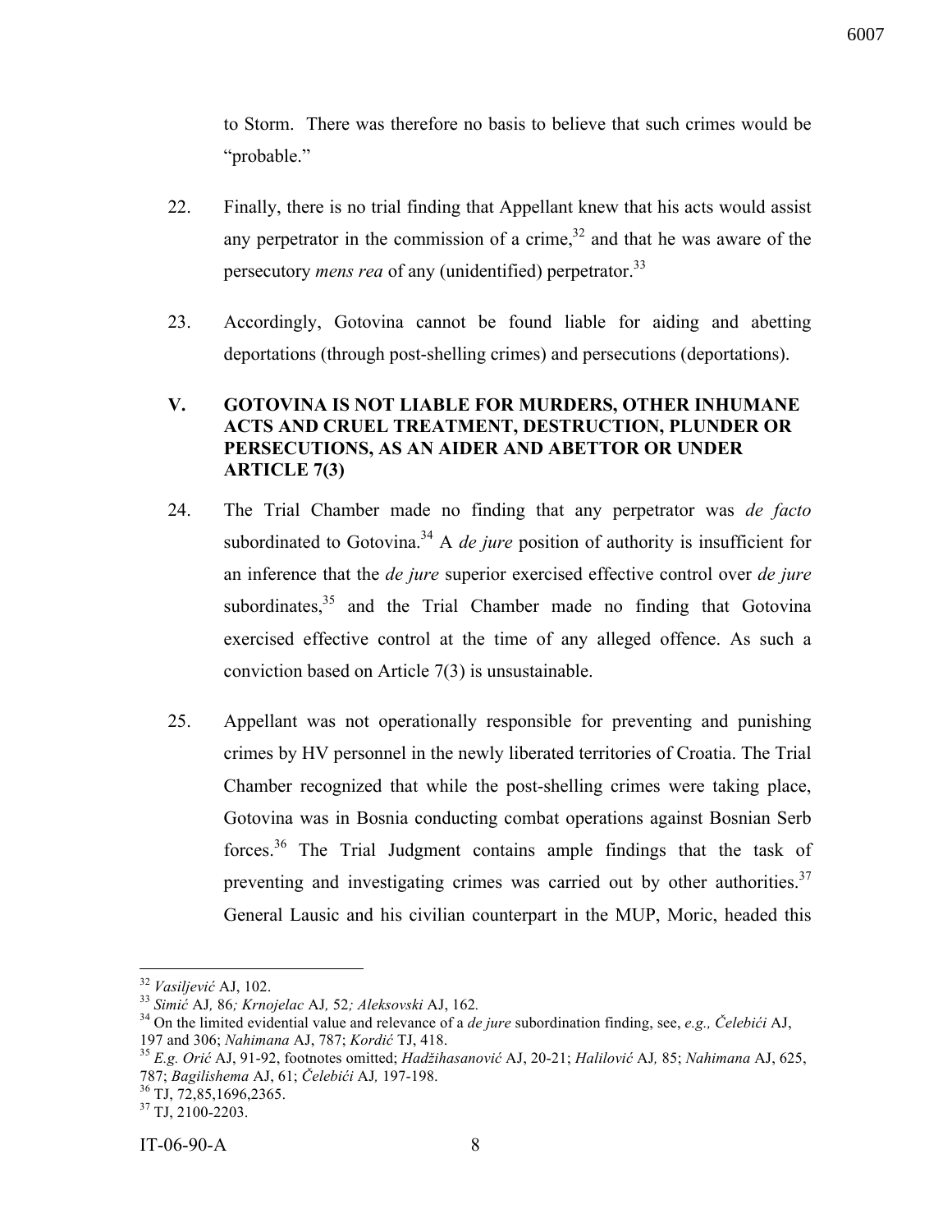to Storm. There was therefore no basis to believe that such crimes would be "probable."

22. Finally, there is no trial finding that Appellant knew that his acts would assist any perpetrator in the commission of a crime,[32] and that he was aware of the persecutory *mens rea* of any (unidentified) perpetrator.[33]

23. Accordingly, Gotovina cannot be found liable for aiding and abetting deportations (through post-shelling crimes) and persecutions (deportations).

## V. GOTOVINA IS NOT LIABLE FOR MURDERS, OTHER INHUMANE ACTS AND CRUEL TREATMENT, DESTRUCTION, PLUNDER OR PERSECUTIONS, AS AN AIDER AND ABETTOR OR UNDER ARTICLE 7(3)

24. The Trial Chamber made no finding that any perpetrator was *de facto* subordinated to Gotovina.[34] A *de jure* position of authority is insufficient for an inference that the *de jure* superior exercised effective control over *de jure* subordinates,[35] and the Trial Chamber made no finding that Gotovina exercised effective control at the time of any alleged offence. As such a conviction based on Article 7(3) is unsustainable.

25. Appellant was not operationally responsible for preventing and punishing crimes by HV personnel in the newly liberated territories of Croatia. The Trial Chamber recognized that while the post-shelling crimes were taking place, Gotovina was in Bosnia conducting combat operations against Bosnian Serb forces.[36] The Trial Judgment contains ample findings that the task of preventing and investigating crimes was carried out by other authorities.[37] General Lausic and his civilian counterpart in the MUP, Moric, headed this

---

[32] *Vasiljević* AJ, 102.

[33] *Simić* AJ, 86; *Krnojelac* AJ, 52; *Aleksovski* AJ, 162.

[34] On the limited evidential value and relevance of a *de jure* subordination finding, see, *e.g., Čelebići* AJ, 197 and 306; *Nahimana* AJ, 787; *Kordić* TJ, 418.

[35] *E.g. Orić* AJ, 91-92, footnotes omitted; *Hadžihasanović* AJ, 20-21; *Halilović* AJ, 85; *Nahimana* AJ, 625, 787; *Bagilishema* AJ, 61; *Čelebići* AJ, 197-198.

[36] TJ, 72,85,1696,2365.

[37] TJ, 2100-2203.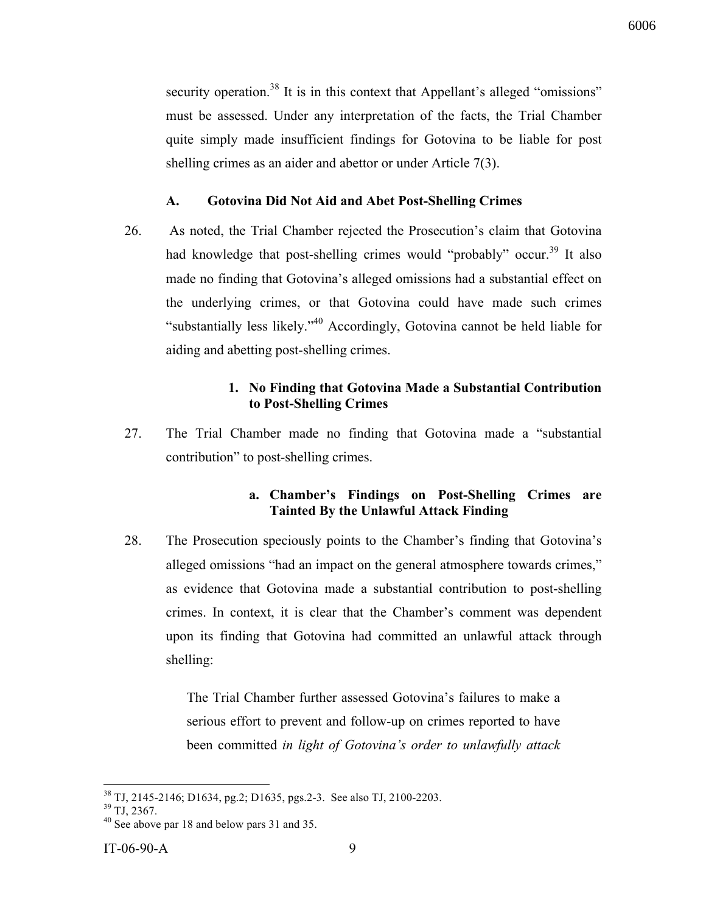security operation.[38] It is in this context that Appellant's alleged "omissions" must be assessed. Under any interpretation of the facts, the Trial Chamber quite simply made insufficient findings for Gotovina to be liable for post shelling crimes as an aider and abettor or under Article 7(3).

## A. Gotovina Did Not Aid and Abet Post-Shelling Crimes

26. As noted, the Trial Chamber rejected the Prosecution's claim that Gotovina had knowledge that post-shelling crimes would "probably" occur.[39] It also made no finding that Gotovina's alleged omissions had a substantial effect on the underlying crimes, or that Gotovina could have made such crimes "substantially less likely."[40] Accordingly, Gotovina cannot be held liable for aiding and abetting post-shelling crimes.

### 1. No Finding that Gotovina Made a Substantial Contribution to Post-Shelling Crimes

27. The Trial Chamber made no finding that Gotovina made a "substantial contribution" to post-shelling crimes.

#### a. Chamber's Findings on Post-Shelling Crimes are Tainted By the Unlawful Attack Finding

28. The Prosecution speciously points to the Chamber's finding that Gotovina's alleged omissions "had an impact on the general atmosphere towards crimes," as evidence that Gotovina made a substantial contribution to post-shelling crimes. In context, it is clear that the Chamber's comment was dependent upon its finding that Gotovina had committed an unlawful attack through shelling:

> The Trial Chamber further assessed Gotovina's failures to make a serious effort to prevent and follow-up on crimes reported to have been committed *in light of Gotovina's order to unlawfully attack*

---

[38] TJ, 2145-2146; D1634, pg.2; D1635, pgs.2-3. See also TJ, 2100-2203.

[39] TJ, 2367.

[40] See above par 18 and below pars 31 and 35.

IT-06-90-A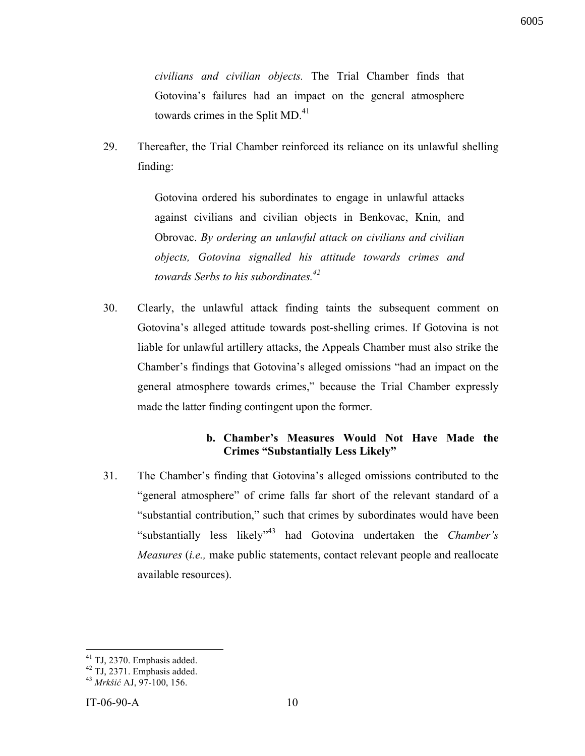> *civilians and civilian objects.* The Trial Chamber finds that Gotovina's failures had an impact on the general atmosphere towards crimes in the Split MD.[41]

29. Thereafter, the Trial Chamber reinforced its reliance on its unlawful shelling finding:

> Gotovina ordered his subordinates to engage in unlawful attacks against civilians and civilian objects in Benkovac, Knin, and Obrovac. *By ordering an unlawful attack on civilians and civilian objects, Gotovina signalled his attitude towards crimes and towards Serbs to his subordinates.*[42]

30. Clearly, the unlawful attack finding taints the subsequent comment on Gotovina's alleged attitude towards post-shelling crimes. If Gotovina is not liable for unlawful artillery attacks, the Appeals Chamber must also strike the Chamber's findings that Gotovina's alleged omissions "had an impact on the general atmosphere towards crimes," because the Trial Chamber expressly made the latter finding contingent upon the former.

#### b. Chamber's Measures Would Not Have Made the Crimes "Substantially Less Likely"

31. The Chamber's finding that Gotovina's alleged omissions contributed to the "general atmosphere" of crime falls far short of the relevant standard of a "substantial contribution," such that crimes by subordinates would have been "substantially less likely"[43] had Gotovina undertaken the *Chamber's Measures* (*i.e.,* make public statements, contact relevant people and reallocate available resources).

---

[41] TJ, 2370. Emphasis added.
[42] TJ, 2371. Emphasis added.
[43] *Mrkšić* AJ, 97-100, 156.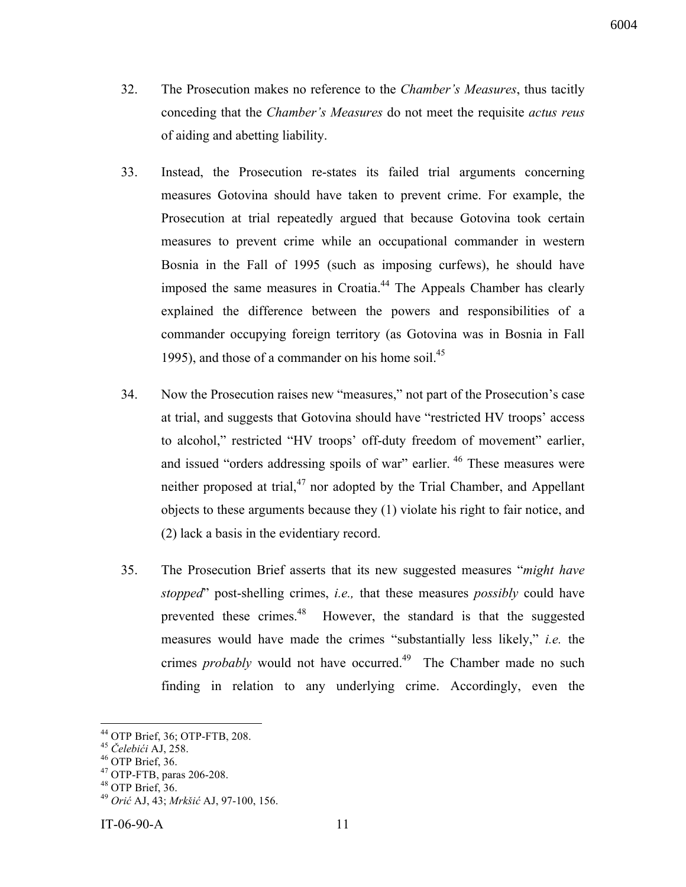32. The Prosecution makes no reference to the *Chamber's Measures*, thus tacitly conceding that the *Chamber's Measures* do not meet the requisite *actus reus* of aiding and abetting liability.

33. Instead, the Prosecution re-states its failed trial arguments concerning measures Gotovina should have taken to prevent crime. For example, the Prosecution at trial repeatedly argued that because Gotovina took certain measures to prevent crime while an occupational commander in western Bosnia in the Fall of 1995 (such as imposing curfews), he should have imposed the same measures in Croatia.[44] The Appeals Chamber has clearly explained the difference between the powers and responsibilities of a commander occupying foreign territory (as Gotovina was in Bosnia in Fall 1995), and those of a commander on his home soil.[45]

34. Now the Prosecution raises new "measures," not part of the Prosecution's case at trial, and suggests that Gotovina should have "restricted HV troops' access to alcohol," restricted "HV troops' off-duty freedom of movement" earlier, and issued "orders addressing spoils of war" earlier.[46] These measures were neither proposed at trial,[47] nor adopted by the Trial Chamber, and Appellant objects to these arguments because they (1) violate his right to fair notice, and (2) lack a basis in the evidentiary record.

35. The Prosecution Brief asserts that its new suggested measures "*might have stopped*" post-shelling crimes, *i.e.,* that these measures *possibly* could have prevented these crimes.[48] However, the standard is that the suggested measures would have made the crimes "substantially less likely," *i.e.* the crimes *probably* would not have occurred.[49] The Chamber made no such finding in relation to any underlying crime. Accordingly, even the

---

[44] OTP Brief, 36; OTP-FTB, 208.
[45] *Čelebići* AJ, 258.
[46] OTP Brief, 36.
[47] OTP-FTB, paras 206-208.
[48] OTP Brief, 36.
[49] *Orić* AJ, 43; *Mrkšić* AJ, 97-100, 156.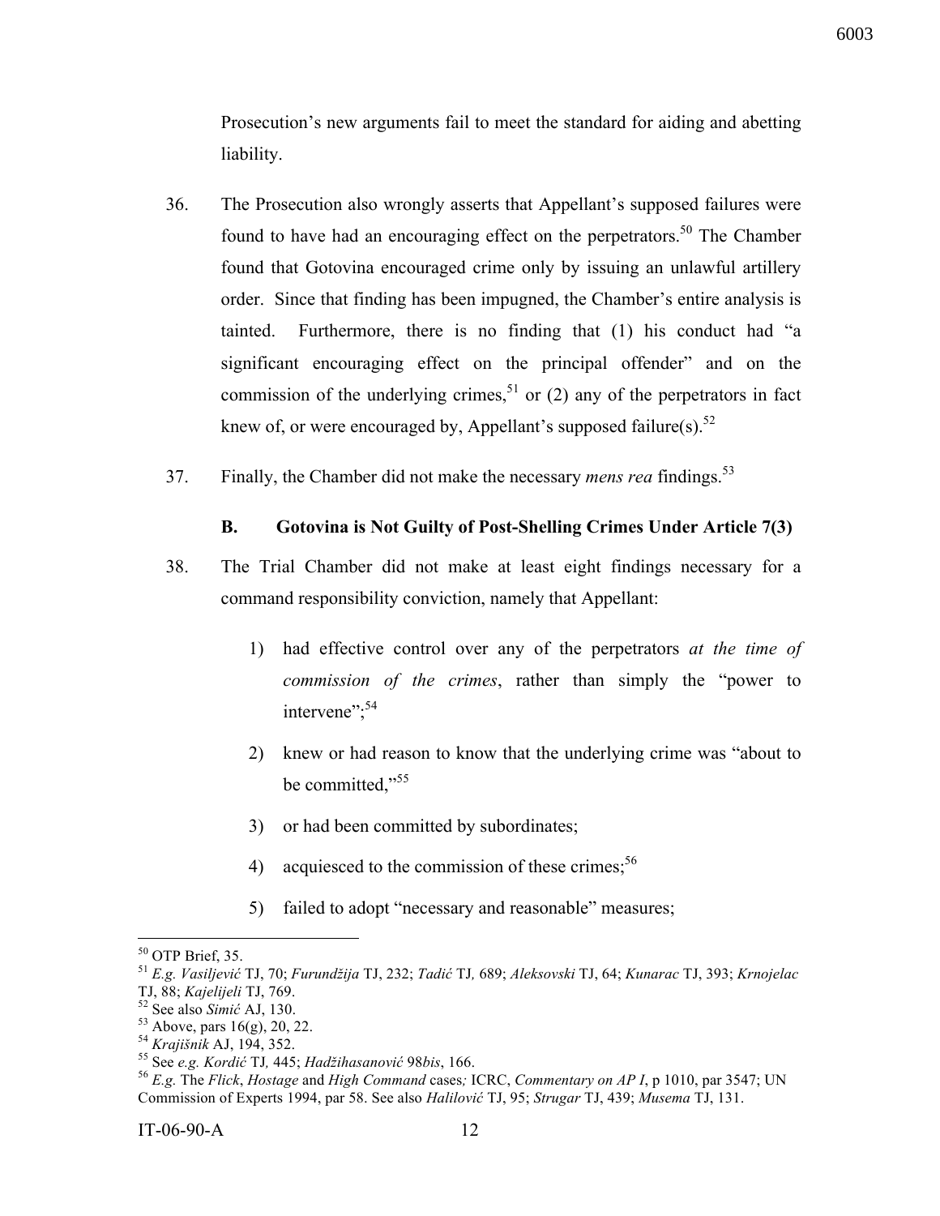Prosecution's new arguments fail to meet the standard for aiding and abetting liability.

36. The Prosecution also wrongly asserts that Appellant's supposed failures were found to have had an encouraging effect on the perpetrators.[50] The Chamber found that Gotovina encouraged crime only by issuing an unlawful artillery order. Since that finding has been impugned, the Chamber's entire analysis is tainted. Furthermore, there is no finding that (1) his conduct had "a significant encouraging effect on the principal offender" and on the commission of the underlying crimes,[51] or (2) any of the perpetrators in fact knew of, or were encouraged by, Appellant's supposed failure(s).[52]

37. Finally, the Chamber did not make the necessary *mens rea* findings.[53]

### B. Gotovina is Not Guilty of Post-Shelling Crimes Under Article 7(3)

38. The Trial Chamber did not make at least eight findings necessary for a command responsibility conviction, namely that Appellant:

1) had effective control over any of the perpetrators *at the time of commission of the crimes*, rather than simply the "power to intervene";[54]
2) knew or had reason to know that the underlying crime was "about to be committed,"[55]
3) or had been committed by subordinates;
4) acquiesced to the commission of these crimes;[56]
5) failed to adopt "necessary and reasonable" measures;

---

[50] OTP Brief, 35.

[51] *E.g. Vasiljević* TJ, 70; *Furundžija* TJ, 232; *Tadić* TJ, 689; *Aleksovski* TJ, 64; *Kunarac* TJ, 393; *Krnojelac* TJ, 88; *Kajelijeli* TJ, 769.

[52] See also *Simić* AJ, 130.

[53] Above, pars 16(g), 20, 22.

[54] *Krajišnik* AJ, 194, 352.

[55] See *e.g. Kordić* TJ, 445; *Hadžihasanović* 98*bis*, 166.

[56] *E.g.* The *Flick*, *Hostage* and *High Command* cases; ICRC, *Commentary on AP I*, p 1010, par 3547; UN Commission of Experts 1994, par 58. See also *Halilović* TJ, 95; *Strugar* TJ, 439; *Musema* TJ, 131.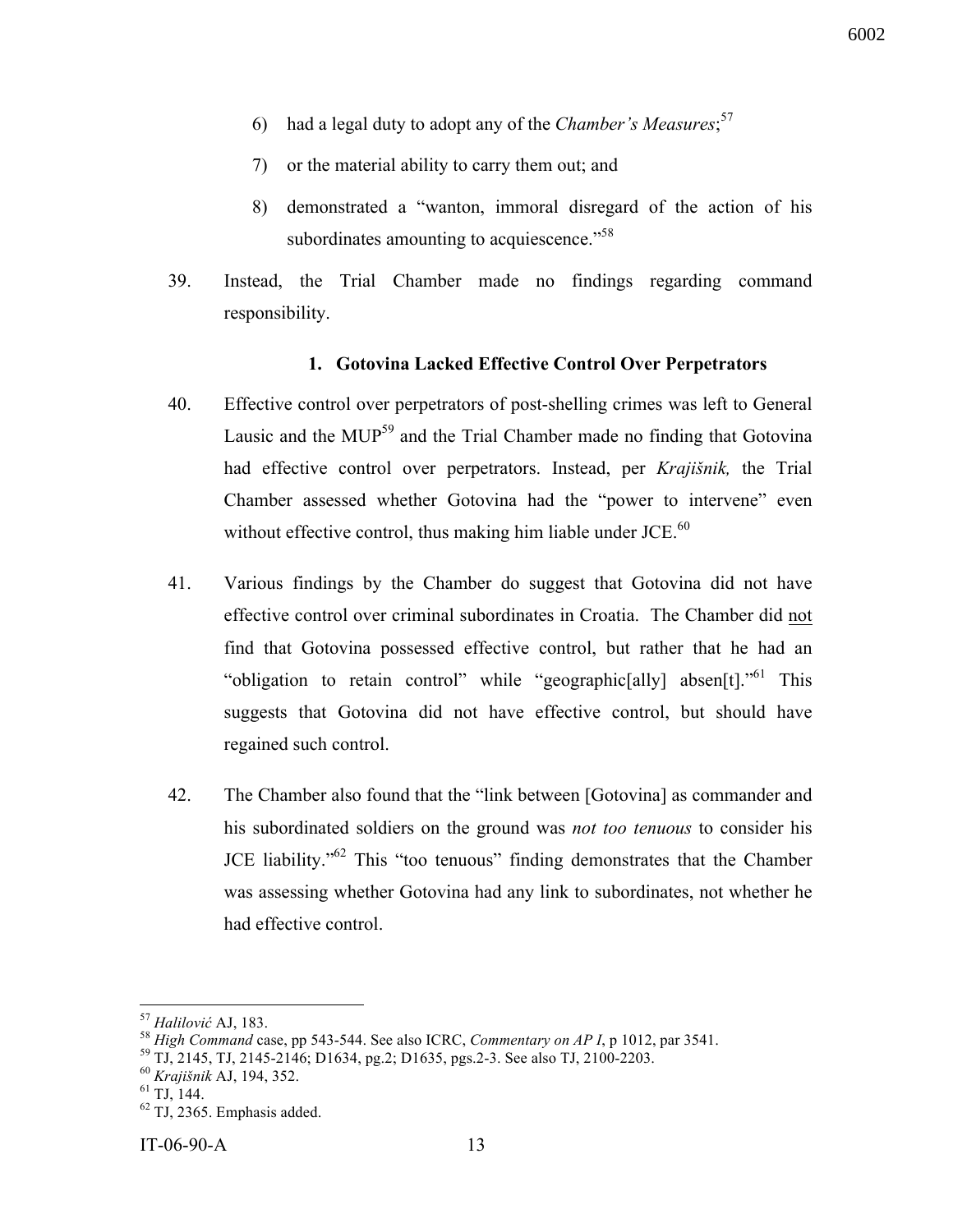6) had a legal duty to adopt any of the *Chamber's Measures*;[57]

7) or the material ability to carry them out; and

8) demonstrated a "wanton, immoral disregard of the action of his subordinates amounting to acquiescence."[58]

39. Instead, the Trial Chamber made no findings regarding command responsibility.

### 1. Gotovina Lacked Effective Control Over Perpetrators

40. Effective control over perpetrators of post-shelling crimes was left to General Lausic and the MUP[59] and the Trial Chamber made no finding that Gotovina had effective control over perpetrators. Instead, per *Krajišnik,* the Trial Chamber assessed whether Gotovina had the "power to intervene" even without effective control, thus making him liable under JCE.[60]

41. Various findings by the Chamber do suggest that Gotovina did not have effective control over criminal subordinates in Croatia. The Chamber did <u>not</u> find that Gotovina possessed effective control, but rather that he had an "obligation to retain control" while "geographic[ally] absen[t]."[61] This suggests that Gotovina did not have effective control, but should have regained such control.

42. The Chamber also found that the "link between [Gotovina] as commander and his subordinated soldiers on the ground was *not too tenuous* to consider his JCE liability."[62] This "too tenuous" finding demonstrates that the Chamber was assessing whether Gotovina had any link to subordinates, not whether he had effective control.

---

[57] *Halilović* AJ, 183.

[58] *High Command* case, pp 543-544. See also ICRC, *Commentary on AP I*, p 1012, par 3541.

[59] TJ, 2145, TJ, 2145-2146; D1634, pg.2; D1635, pgs.2-3. See also TJ, 2100-2203.

[60] *Krajišnik* AJ, 194, 352.

[61] TJ, 144.

[62] TJ, 2365. Emphasis added.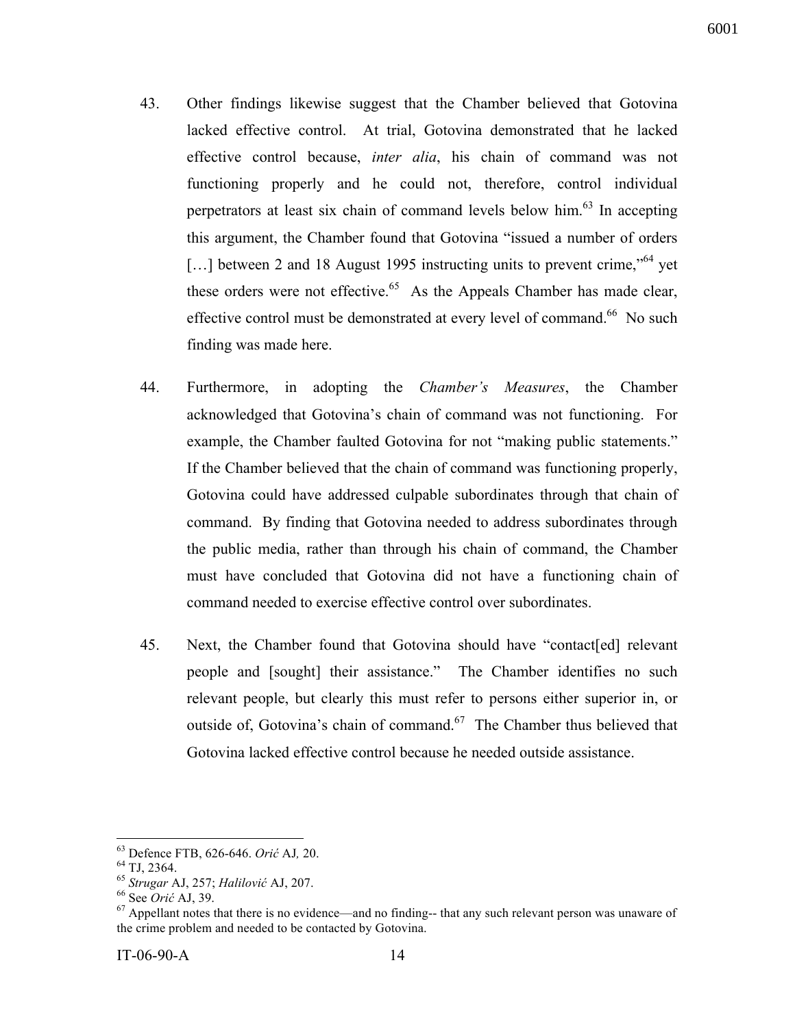43. Other findings likewise suggest that the Chamber believed that Gotovina lacked effective control. At trial, Gotovina demonstrated that he lacked effective control because, *inter alia*, his chain of command was not functioning properly and he could not, therefore, control individual perpetrators at least six chain of command levels below him.[63] In accepting this argument, the Chamber found that Gotovina "issued a number of orders [...] between 2 and 18 August 1995 instructing units to prevent crime,"[64] yet these orders were not effective.[65] As the Appeals Chamber has made clear, effective control must be demonstrated at every level of command.[66] No such finding was made here.

44. Furthermore, in adopting the *Chamber's Measures*, the Chamber acknowledged that Gotovina's chain of command was not functioning. For example, the Chamber faulted Gotovina for not "making public statements." If the Chamber believed that the chain of command was functioning properly, Gotovina could have addressed culpable subordinates through that chain of command. By finding that Gotovina needed to address subordinates through the public media, rather than through his chain of command, the Chamber must have concluded that Gotovina did not have a functioning chain of command needed to exercise effective control over subordinates.

45. Next, the Chamber found that Gotovina should have "contact[ed] relevant people and [sought] their assistance." The Chamber identifies no such relevant people, but clearly this must refer to persons either superior in, or outside of, Gotovina's chain of command.[67] The Chamber thus believed that Gotovina lacked effective control because he needed outside assistance.

---

[63] Defence FTB, 626-646. *Orić* AJ*,* 20.

[64] TJ, 2364.

[65] *Strugar* AJ, 257; *Halilović* AJ, 207.

[66] See *Orić* AJ, 39.

[67] Appellant notes that there is no evidence—and no finding-- that any such relevant person was unaware of the crime problem and needed to be contacted by Gotovina.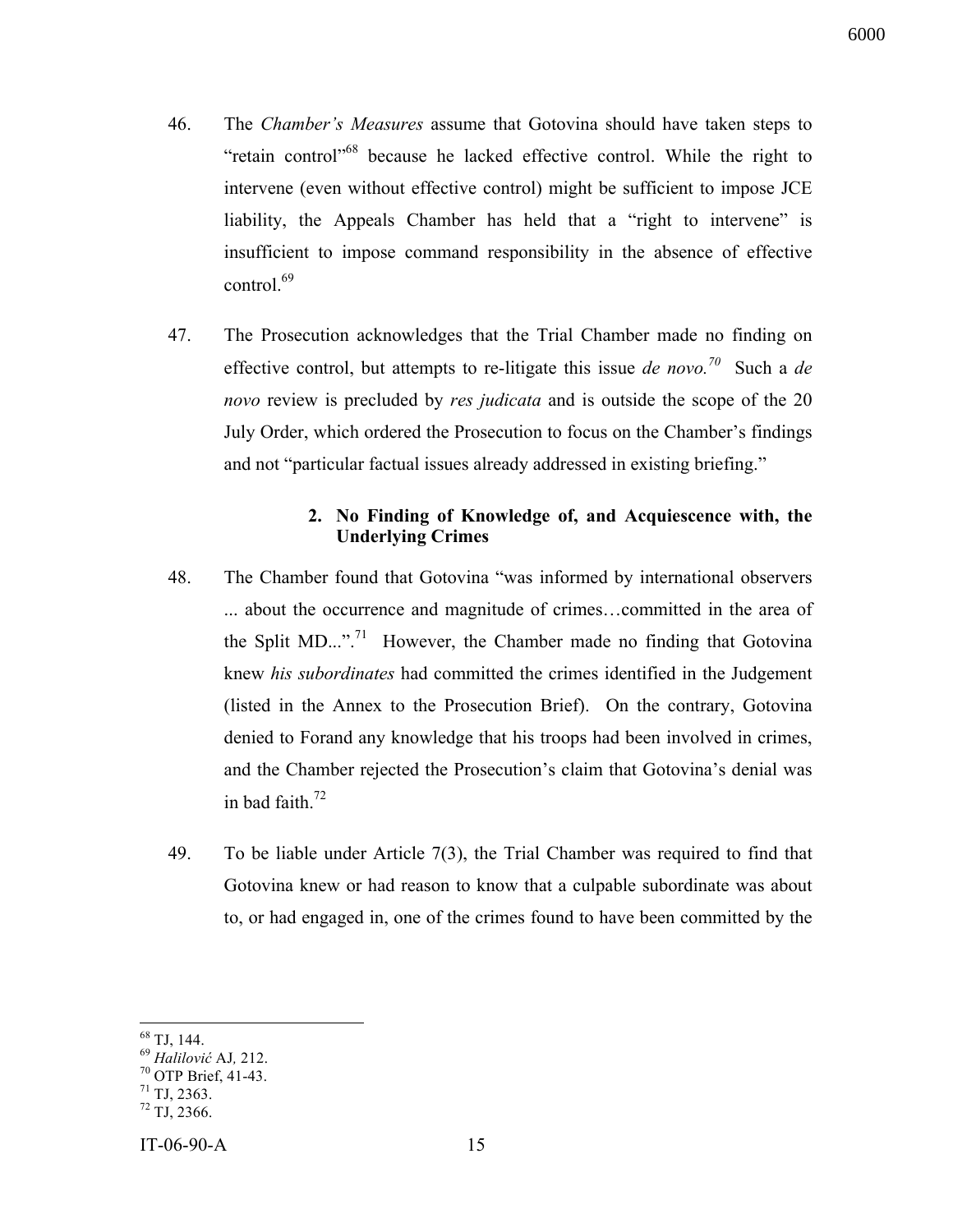46. The *Chamber's Measures* assume that Gotovina should have taken steps to "retain control"[68] because he lacked effective control. While the right to intervene (even without effective control) might be sufficient to impose JCE liability, the Appeals Chamber has held that a "right to intervene" is insufficient to impose command responsibility in the absence of effective control.[69]

47. The Prosecution acknowledges that the Trial Chamber made no finding on effective control, but attempts to re-litigate this issue *de novo.*[70] Such a *de novo* review is precluded by *res judicata* and is outside the scope of the 20 July Order, which ordered the Prosecution to focus on the Chamber's findings and not "particular factual issues already addressed in existing briefing."

### 2. No Finding of Knowledge of, and Acquiescence with, the Underlying Crimes

48. The Chamber found that Gotovina "was informed by international observers ... about the occurrence and magnitude of crimes…committed in the area of the Split MD...".[71] However, the Chamber made no finding that Gotovina knew *his subordinates* had committed the crimes identified in the Judgement (listed in the Annex to the Prosecution Brief). On the contrary, Gotovina denied to Forand any knowledge that his troops had been involved in crimes, and the Chamber rejected the Prosecution's claim that Gotovina's denial was in bad faith.[72]

49. To be liable under Article 7(3), the Trial Chamber was required to find that Gotovina knew or had reason to know that a culpable subordinate was about to, or had engaged in, one of the crimes found to have been committed by the

---

[68] TJ, 144.
[69] *Halilović* AJ, 212.
[70] OTP Brief, 41-43.
[71] TJ, 2363.
[72] TJ, 2366.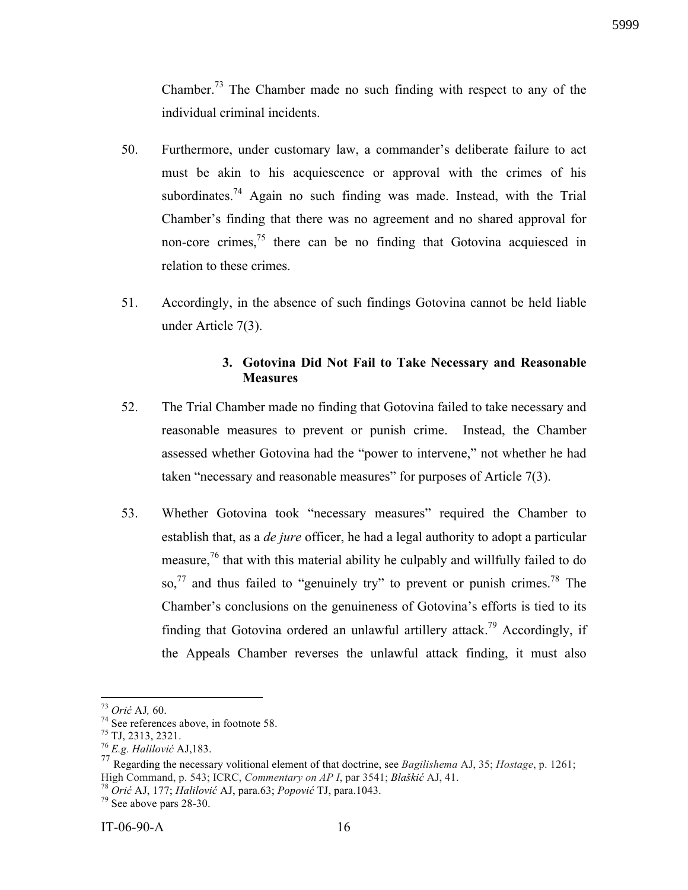Chamber.[73] The Chamber made no such finding with respect to any of the individual criminal incidents.

50. Furthermore, under customary law, a commander's deliberate failure to act must be akin to his acquiescence or approval with the crimes of his subordinates.[74] Again no such finding was made. Instead, with the Trial Chamber's finding that there was no agreement and no shared approval for non-core crimes,[75] there can be no finding that Gotovina acquiesced in relation to these crimes.

51. Accordingly, in the absence of such findings Gotovina cannot be held liable under Article 7(3).

### 3. Gotovina Did Not Fail to Take Necessary and Reasonable Measures

52. The Trial Chamber made no finding that Gotovina failed to take necessary and reasonable measures to prevent or punish crime. Instead, the Chamber assessed whether Gotovina had the "power to intervene," not whether he had taken "necessary and reasonable measures" for purposes of Article 7(3).

53. Whether Gotovina took "necessary measures" required the Chamber to establish that, as a *de jure* officer, he had a legal authority to adopt a particular measure,[76] that with this material ability he culpably and willfully failed to do so,[77] and thus failed to "genuinely try" to prevent or punish crimes.[78] The Chamber's conclusions on the genuineness of Gotovina's efforts is tied to its finding that Gotovina ordered an unlawful artillery attack.[79] Accordingly, if the Appeals Chamber reverses the unlawful attack finding, it must also

---

[73] *Orić* AJ, 60.

[74] See references above, in footnote 58.

[75] TJ, 2313, 2321.

[76] *E.g. Halilović* AJ,183.

[77] Regarding the necessary volitional element of that doctrine, see *Bagilishema* AJ, 35; *Hostage*, p. 1261; High Command, p. 543; ICRC, *Commentary on AP I*, par 3541; *Blaškić* AJ, 41.

[78] *Orić* AJ, 177; *Halilović* AJ, para.63; *Popović* TJ, para.1043.

[79] See above pars 28-30.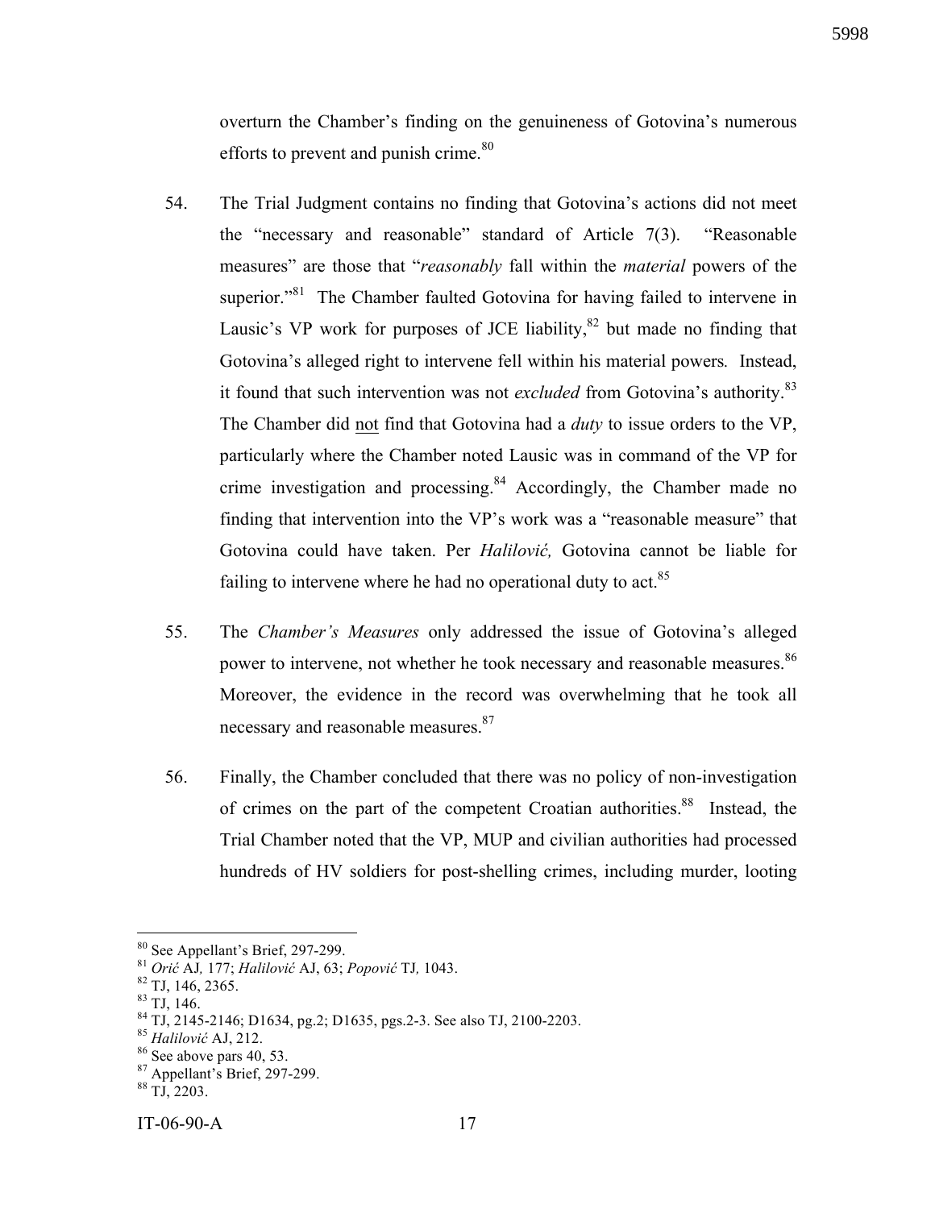overturn the Chamber's finding on the genuineness of Gotovina's numerous efforts to prevent and punish crime.[80]

54. The Trial Judgment contains no finding that Gotovina's actions did not meet the "necessary and reasonable" standard of Article 7(3). "Reasonable measures" are those that "*reasonably* fall within the *material* powers of the superior."[81] The Chamber faulted Gotovina for having failed to intervene in Lausic's VP work for purposes of JCE liability,[82] but made no finding that Gotovina's alleged right to intervene fell within his material powers. Instead, it found that such intervention was not *excluded* from Gotovina's authority.[83] The Chamber did <u>not</u> find that Gotovina had a *duty* to issue orders to the VP, particularly where the Chamber noted Lausic was in command of the VP for crime investigation and processing.[84] Accordingly, the Chamber made no finding that intervention into the VP's work was a "reasonable measure" that Gotovina could have taken. Per *Halilović,* Gotovina cannot be liable for failing to intervene where he had no operational duty to act.[85]

55. The *Chamber's Measures* only addressed the issue of Gotovina's alleged power to intervene, not whether he took necessary and reasonable measures.[86] Moreover, the evidence in the record was overwhelming that he took all necessary and reasonable measures.[87]

56. Finally, the Chamber concluded that there was no policy of non-investigation of crimes on the part of the competent Croatian authorities.[88] Instead, the Trial Chamber noted that the VP, MUP and civilian authorities had processed hundreds of HV soldiers for post-shelling crimes, including murder, looting

---

[80] See Appellant's Brief, 297-299.
[81] *Orić* AJ*,* 177; *Halilović* AJ, 63; *Popović* TJ*,* 1043.
[82] TJ, 146, 2365.
[83] TJ, 146.
[84] TJ, 2145-2146; D1634, pg.2; D1635, pgs.2-3. See also TJ, 2100-2203.
[85] *Halilović* AJ, 212.
[86] See above pars 40, 53.
[87] Appellant's Brief, 297-299.
[88] TJ, 2203.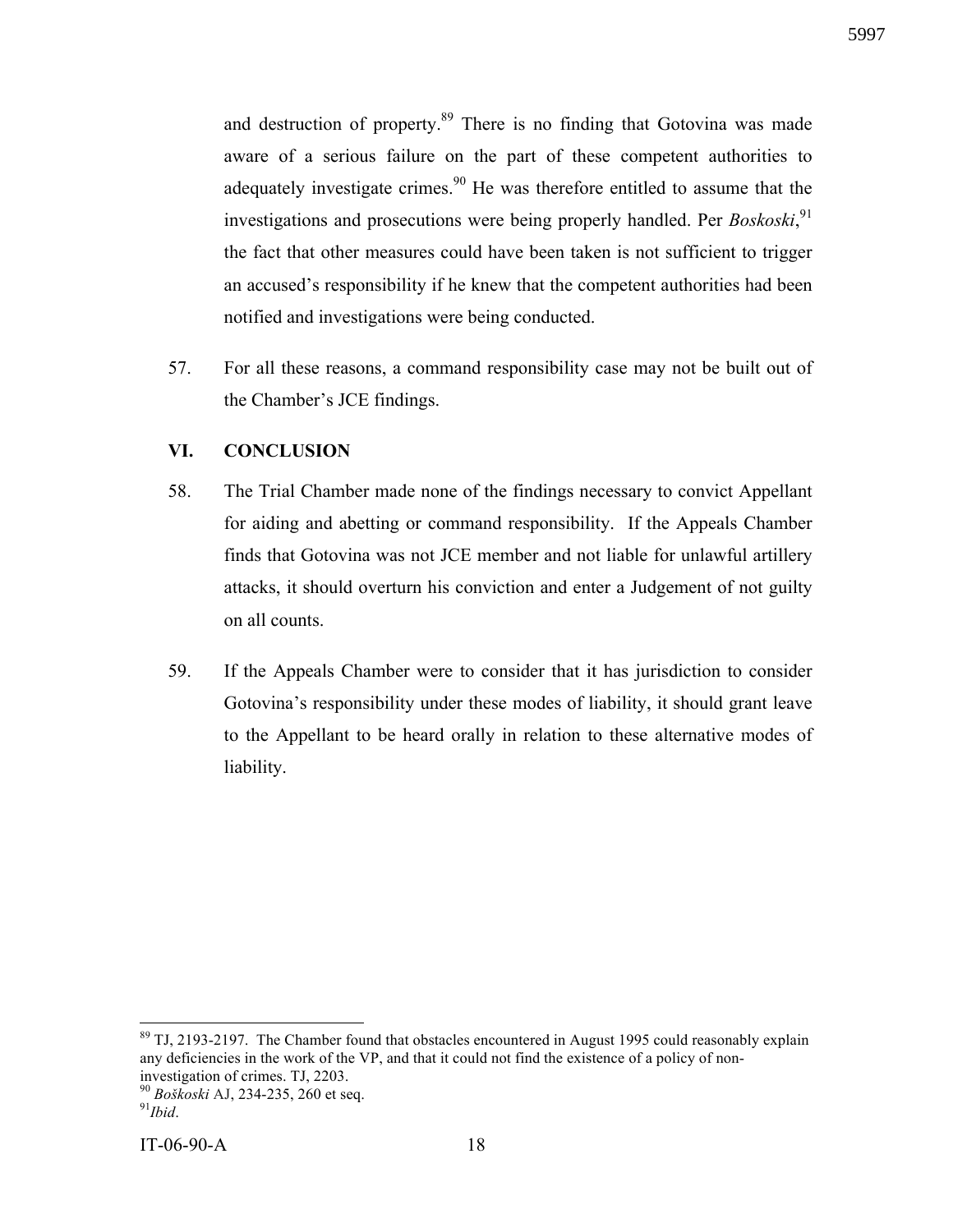and destruction of property.[89] There is no finding that Gotovina was made aware of a serious failure on the part of these competent authorities to adequately investigate crimes.[90] He was therefore entitled to assume that the investigations and prosecutions were being properly handled. Per *Boskoski*,[91] the fact that other measures could have been taken is not sufficient to trigger an accused's responsibility if he knew that the competent authorities had been notified and investigations were being conducted.

57. For all these reasons, a command responsibility case may not be built out of the Chamber's JCE findings.

## VI. CONCLUSION

58. The Trial Chamber made none of the findings necessary to convict Appellant for aiding and abetting or command responsibility. If the Appeals Chamber finds that Gotovina was not JCE member and not liable for unlawful artillery attacks, it should overturn his conviction and enter a Judgement of not guilty on all counts.

59. If the Appeals Chamber were to consider that it has jurisdiction to consider Gotovina's responsibility under these modes of liability, it should grant leave to the Appellant to be heard orally in relation to these alternative modes of liability.

---

[89] TJ, 2193-2197. The Chamber found that obstacles encountered in August 1995 could reasonably explain any deficiencies in the work of the VP, and that it could not find the existence of a policy of non-investigation of crimes. TJ, 2203.

[90] *Boškoski* AJ, 234-235, 260 et seq.

[91] *Ibid*.

IT-06-90-A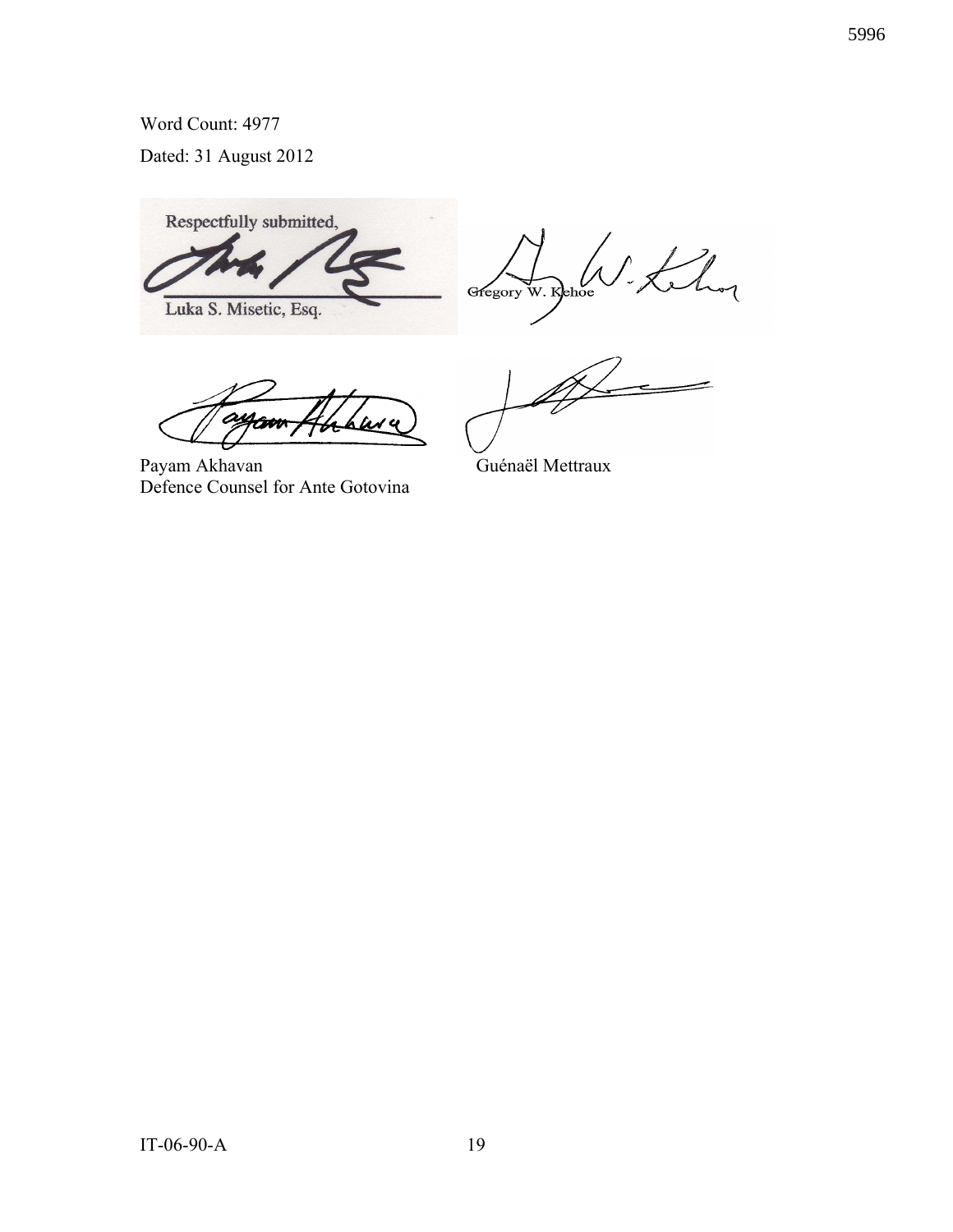Word Count: 4977

Dated: 31 August 2012

Respectfully submitted,

Luka S. Misetic, Esq.

Gregory W. Kehoe

Payam Akhavan

Defence Counsel for Ante Gotovina

Guénaël Mettraux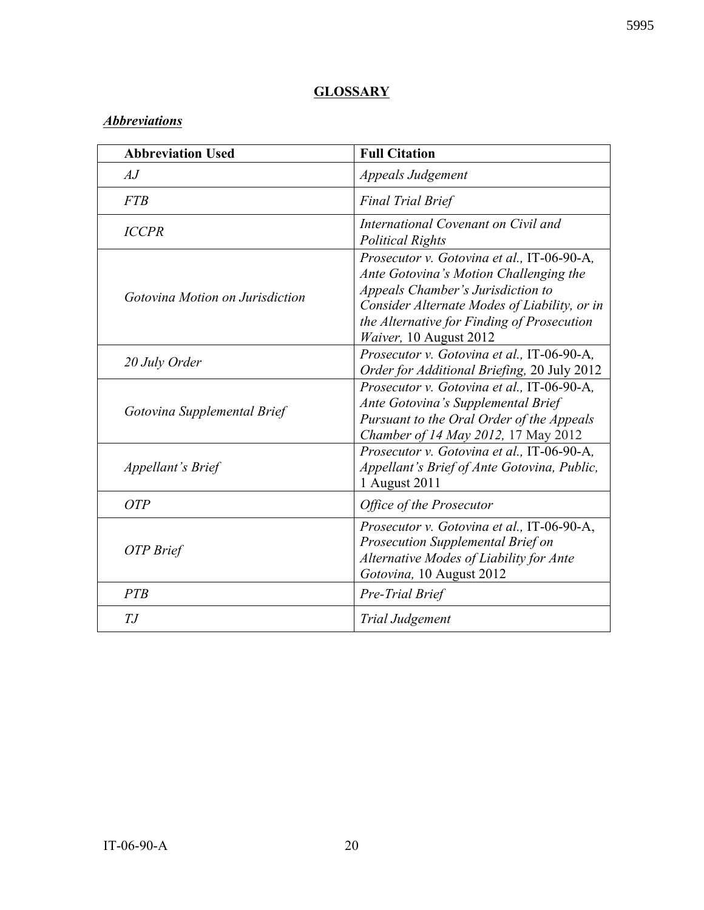## GLOSSARY

### ***Abbreviations***

| **Abbreviation Used** | **Full Citation** |
|---|---|
| *AJ* | *Appeals Judgement* |
| *FTB* | *Final Trial Brief* |
| *ICCPR* | *International Covenant on Civil and Political Rights* |
| *Gotovina Motion on Jurisdiction* | *Prosecutor v. Gotovina et al.,* IT-06-90-A*, Ante Gotovina's Motion Challenging the Appeals Chamber's Jurisdiction to Consider Alternate Modes of Liability, or in the Alternative for Finding of Prosecution Waiver,* 10 August 2012 |
| *20 July Order* | *Prosecutor v. Gotovina et al.,* IT-06-90-A*, Order for Additional Briefing,* 20 July 2012 |
| *Gotovina Supplemental Brief* | *Prosecutor v. Gotovina et al.,* IT-06-90-A*, Ante Gotovina's Supplemental Brief Pursuant to the Oral Order of the Appeals Chamber of 14 May 2012,* 17 May 2012 |
| *Appellant's Brief* | *Prosecutor v. Gotovina et al.,* IT-06-90-A*, Appellant's Brief of Ante Gotovina, Public,* 1 August 2011 |
| *OTP* | *Office of the Prosecutor* |
| *OTP Brief* | *Prosecutor v. Gotovina et al.,* IT-06-90-A, *Prosecution Supplemental Brief on Alternative Modes of Liability for Ante Gotovina,* 10 August 2012 |
| *PTB* | *Pre-Trial Brief* |
| *TJ* | *Trial Judgement* |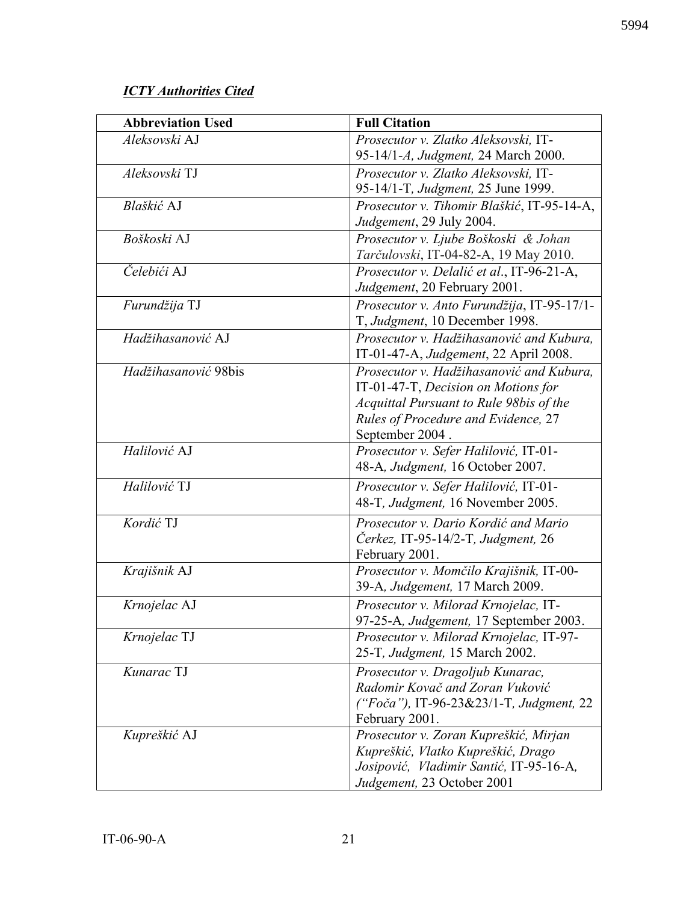***ICTY Authorities Cited***

| Abbreviation Used | Full Citation |
|---|---|
| *Aleksovski* AJ | *Prosecutor v. Zlatko Aleksovski,* IT-95-14/1-*A, Judgment,* 24 March 2000. |
| *Aleksovski* TJ | *Prosecutor v. Zlatko Aleksovski,* IT-95-14/1-T*, Judgment,* 25 June 1999. |
| *Blaškić* AJ | *Prosecutor v. Tihomir Blaškić*, IT-95-14-A, *Judgement*, 29 July 2004. |
| *Boškoski* AJ | *Prosecutor v. Ljube Boškoski & Johan Tarčulovski*, IT-04-82-A, 19 May 2010. |
| *Čelebići* AJ | *Prosecutor v. Delalić et al*., IT-96-21-A, *Judgement*, 20 February 2001. |
| *Furundžija* TJ | *Prosecutor v. Anto Furundžija*, IT-95-17/1-T, *Judgment*, 10 December 1998. |
| *Hadžihasanović* AJ | *Prosecutor v. Hadžihasanović and Kubura,* IT-01-47-A, *Judgement*, 22 April 2008. |
| *Hadžihasanović* 98bis | *Prosecutor v. Hadžihasanović and Kubura,* IT-01-47-T, *Decision on Motions for Acquittal Pursuant to Rule 98bis of the Rules of Procedure and Evidence,* 27 September 2004 . |
| *Halilović* AJ | *Prosecutor v. Sefer Halilović,* IT-01-48-A*, Judgment,* 16 October 2007. |
| *Halilović* TJ | *Prosecutor v. Sefer Halilović,* IT-01-48-T*, Judgment,* 16 November 2005. |
| *Kordić* TJ | *Prosecutor v. Dario Kordić and Mario Čerkez,* IT-95-14/2-T*, Judgment,* 26 February 2001. |
| *Krajišnik* AJ | *Prosecutor v. Momčilo Krajišnik,* IT-00-39-A*, Judgement,* 17 March 2009. |
| *Krnojelac* AJ | *Prosecutor v. Milorad Krnojelac,* IT-97-25-A*, Judgement,* 17 September 2003. |
| *Krnojelac* TJ | *Prosecutor v. Milorad Krnojelac,* IT-97-25-T*, Judgment,* 15 March 2002. |
| *Kunarac* TJ | *Prosecutor v. Dragoljub Kunarac, Radomir Kovač and Zoran Vuković ("Foča"),* IT-96-23&23/1-T*, Judgment,* 22 February 2001. |
| *Kupreškić* AJ | *Prosecutor v. Zoran Kupreškić, Mirjan Kupreškić, Vlatko Kupreškić, Drago Josipović, Vladimir Santić,* IT-95-16-A*, Judgement,* 23 October 2001 |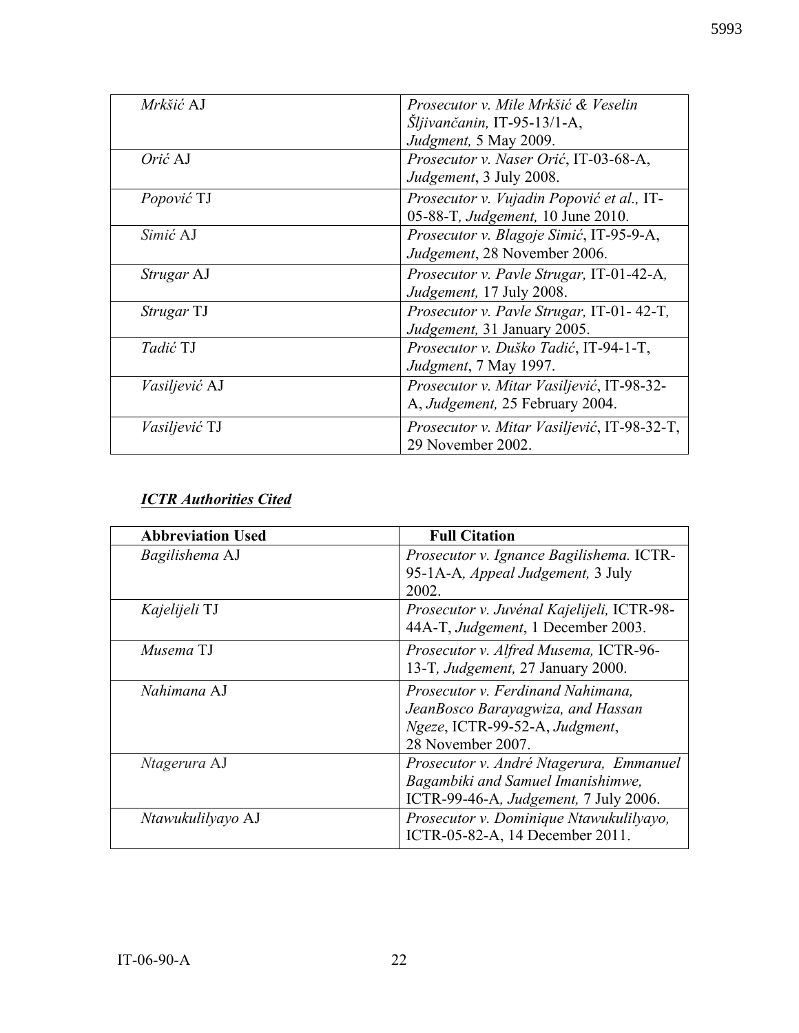| | |
|---|---|
| *Mrkšić* AJ | *Prosecutor v. Mile Mrkšić & Veselin Šljivančanin,* IT-95-13/1-A, *Judgment,* 5 May 2009. |
| *Orić* AJ | *Prosecutor v. Naser Orić*, IT-03-68-A, *Judgement*, 3 July 2008. |
| *Popović* TJ | *Prosecutor v. Vujadin Popović et al.,* IT-05-88-T, *Judgement,* 10 June 2010. |
| *Simić* AJ | *Prosecutor v. Blagoje Simić*, IT-95-9-A, *Judgement*, 28 November 2006. |
| *Strugar* AJ | *Prosecutor v. Pavle Strugar,* IT-01-42-A, *Judgement,* 17 July 2008. |
| *Strugar* TJ | *Prosecutor v. Pavle Strugar,* IT-01- 42-T, *Judgement,* 31 January 2005. |
| *Tadić* TJ | *Prosecutor v. Duško Tadić*, IT-94-1-T, *Judgment*, 7 May 1997. |
| *Vasiljević* AJ | *Prosecutor v. Mitar Vasiljević*, IT-98-32-A, *Judgement,* 25 February 2004. |
| *Vasiljević* TJ | *Prosecutor v. Mitar Vasiljević*, IT-98-32-T, 29 November 2002. |

***ICTR Authorities Cited***

| Abbreviation Used | Full Citation |
|---|---|
| *Bagilishema* AJ | *Prosecutor v. Ignance Bagilishema.* ICTR-95-1A-A, *Appeal Judgement,* 3 July 2002. |
| *Kajelijeli* TJ | *Prosecutor v. Juvénal Kajelijeli,* ICTR-98-44A-T, *Judgement*, 1 December 2003. |
| *Musema* TJ | *Prosecutor v. Alfred Musema,* ICTR-96-13-T, *Judgement,* 27 January 2000. |
| *Nahimana* AJ | *Prosecutor v. Ferdinand Nahimana, JeanBosco Barayagwiza, and Hassan Ngeze*, ICTR-99-52-A, *Judgment*, 28 November 2007. |
| *Ntagerura* AJ | *Prosecutor v. André Ntagerura, Emmanuel Bagambiki and Samuel Imanishimwe,* ICTR-99-46-A, *Judgement,* 7 July 2006. |
| *Ntawukulilyayo* AJ | *Prosecutor v. Dominique Ntawukulilyayo,* ICTR-05-82-A, 14 December 2011. |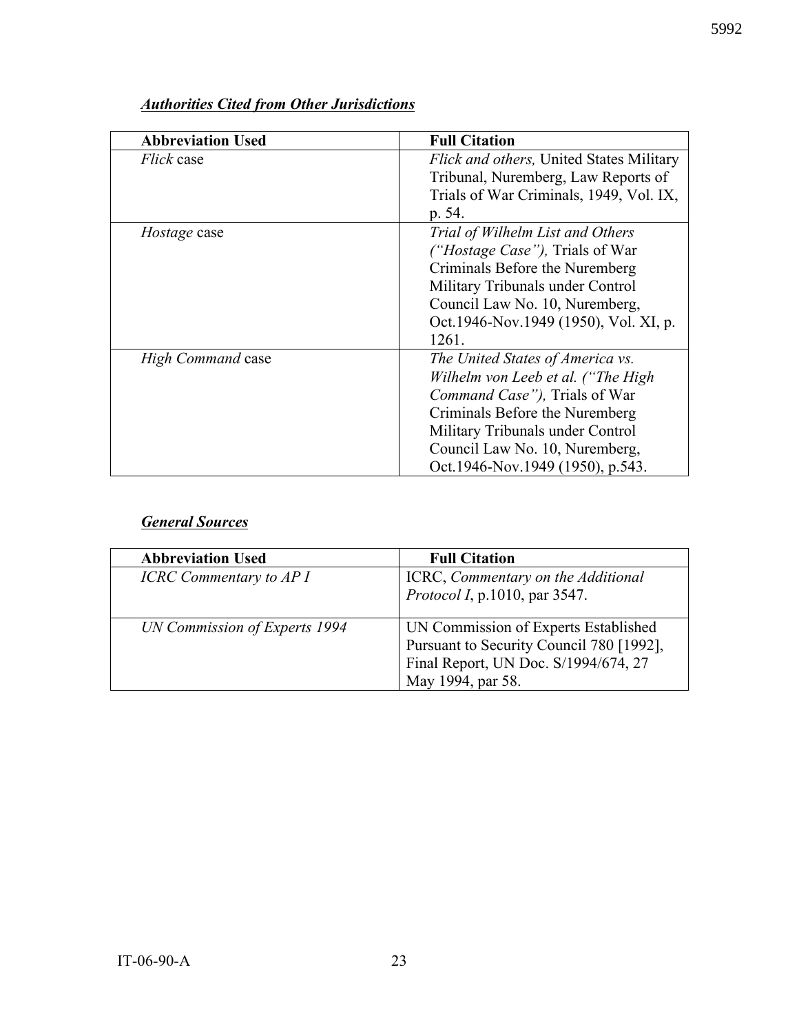***Authorities Cited from Other Jurisdictions***

| Abbreviation Used | Full Citation |
|---|---|
| *Flick* case | *Flick and others,* United States Military Tribunal, Nuremberg, Law Reports of Trials of War Criminals, 1949, Vol. IX, p. 54. |
| *Hostage* case | *Trial of Wilhelm List and Others ("Hostage Case"),* Trials of War Criminals Before the Nuremberg Military Tribunals under Control Council Law No. 10, Nuremberg, Oct.1946-Nov.1949 (1950), Vol. XI, p. 1261. |
| *High Command* case | *The United States of America vs. Wilhelm von Leeb et al. ("The High Command Case"),* Trials of War Criminals Before the Nuremberg Military Tribunals under Control Council Law No. 10, Nuremberg, Oct.1946-Nov.1949 (1950), p.543. |

***General Sources***

| Abbreviation Used | Full Citation |
|---|---|
| *ICRC Commentary to AP I* | ICRC, *Commentary on the Additional Protocol I*, p.1010, par 3547. |
| *UN Commission of Experts 1994* | UN Commission of Experts Established Pursuant to Security Council 780 [1992], Final Report, UN Doc. S/1994/674, 27 May 1994, par 58. |